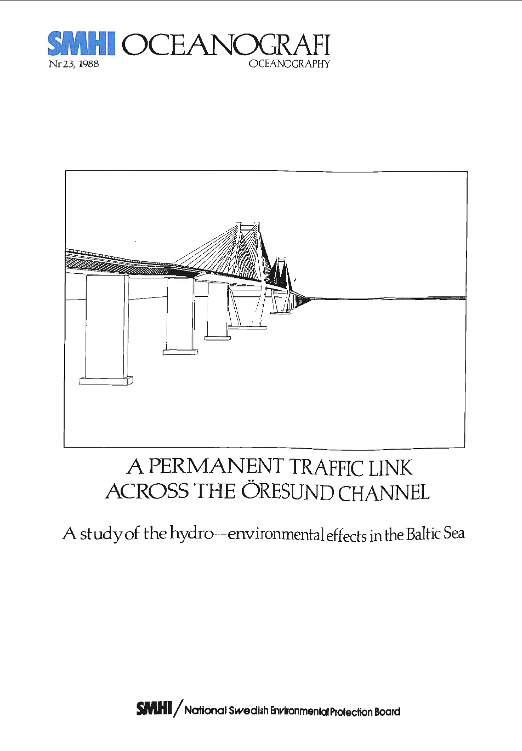SMHI OCEANOGRAFI

Nr 23, 1988

OCEANOGRAPHY

# A PERMANENT TRAFFIC LINK ACROSS THE ÖRESUND CHANNEL

## A study of the hydro—environmental effects in the Baltic Sea

SMHI / National Swedish Environmental Protection Board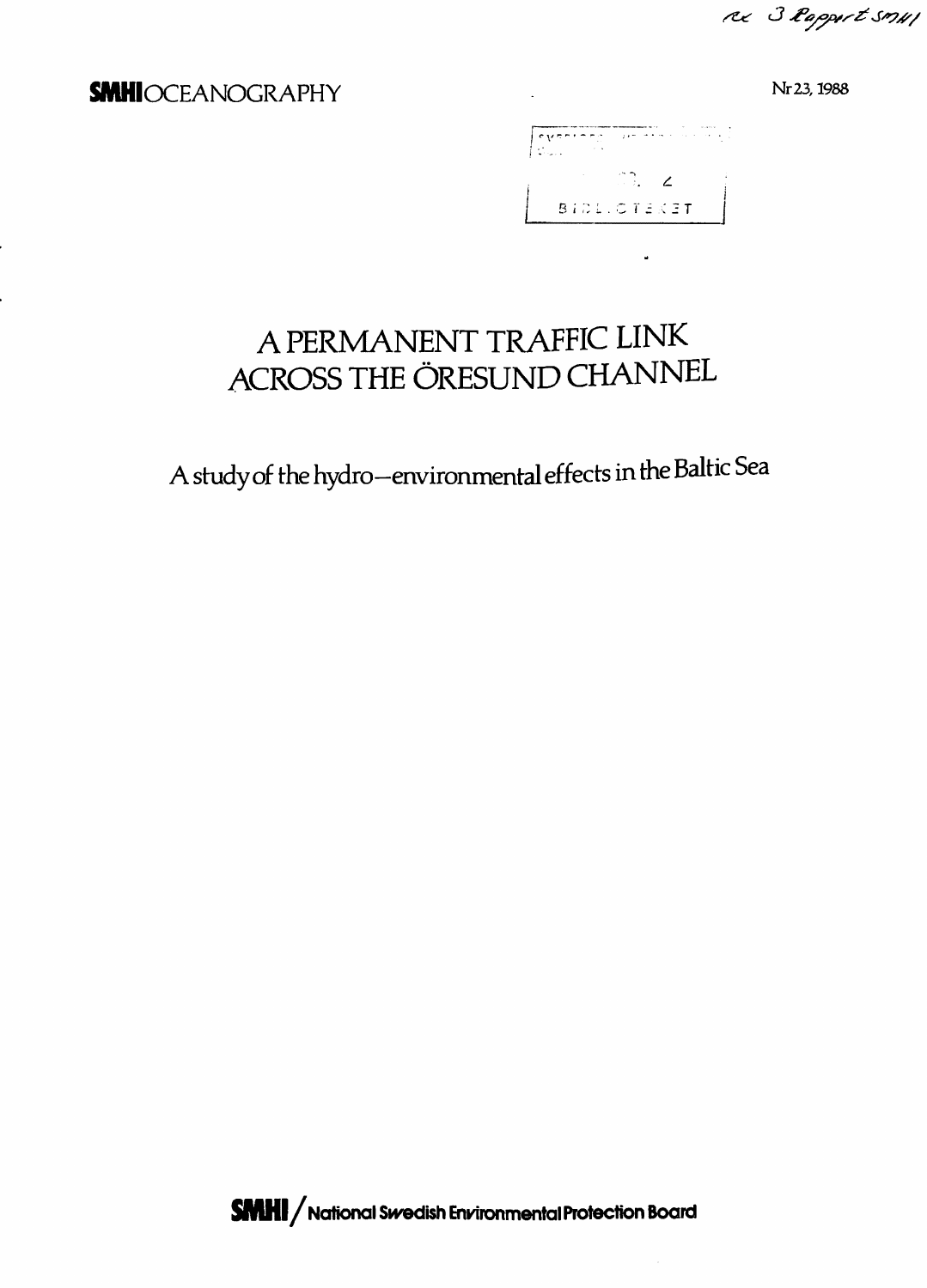**SMHI** OCEANOGRAPHY

Nr 23, 1988

# A PERMANENT TRAFFIC LINK ACROSS THE ÖRESUND CHANNEL

## A study of the hydro–environmental effects in the Baltic Sea

**SMHI / National Swedish Environmental Protection Board**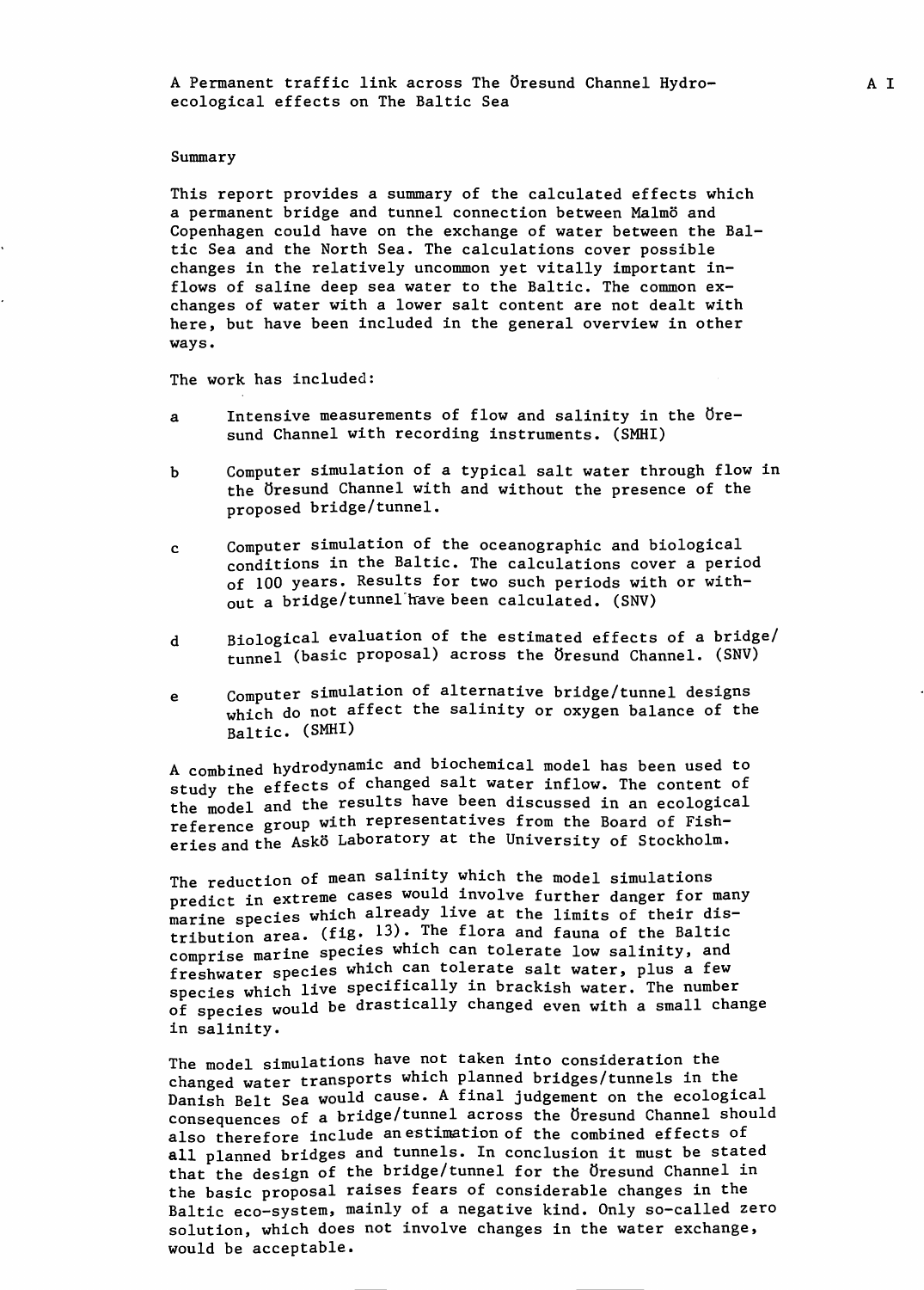A Permanent traffic link across The Öresund Channel Hydro-ecological effects on The Baltic Sea

## Summary

This report provides a summary of the calculated effects which a permanent bridge and tunnel connection between Malmö and Copenhagen could have on the exchange of water between the Baltic Sea and the North Sea. The calculations cover possible changes in the relatively uncommon yet vitally important inflows of saline deep sea water to the Baltic. The common exchanges of water with a lower salt content are not dealt with here, but have been included in the general overview in other ways.

The work has included:

- a Intensive measurements of flow and salinity in the Öresund Channel with recording instruments. (SMHI)
- b Computer simulation of a typical salt water through flow in the Öresund Channel with and without the presence of the proposed bridge/tunnel.
- c Computer simulation of the oceanographic and biological conditions in the Baltic. The calculations cover a period of 100 years. Results for two such periods with or without a bridge/tunnel have been calculated. (SNV)
- d Biological evaluation of the estimated effects of a bridge/tunnel (basic proposal) across the Öresund Channel. (SNV)
- e Computer simulation of alternative bridge/tunnel designs which do not affect the salinity or oxygen balance of the Baltic. (SMHI)

A combined hydrodynamic and biochemical model has been used to study the effects of changed salt water inflow. The content of the model and the results have been discussed in an ecological reference group with representatives from the Board of Fisheries and the Askö Laboratory at the University of Stockholm.

The reduction of mean salinity which the model simulations predict in extreme cases would involve further danger for many marine species which already live at the limits of their distribution area. (fig. 13). The flora and fauna of the Baltic comprise marine species which can tolerate low salinity, and freshwater species which can tolerate salt water, plus a few species which live specifically in brackish water. The number of species would be drastically changed even with a small change in salinity.

The model simulations have not taken into consideration the changed water transports which planned bridges/tunnels in the Danish Belt Sea would cause. A final judgement on the ecological consequences of a bridge/tunnel across the Öresund Channel should also therefore include an estimation of the combined effects of all planned bridges and tunnels. In conclusion it must be stated that the design of the bridge/tunnel for the Öresund Channel in the basic proposal raises fears of considerable changes in the Baltic eco-system, mainly of a negative kind. Only so-called zero solution, which does not involve changes in the water exchange, would be acceptable.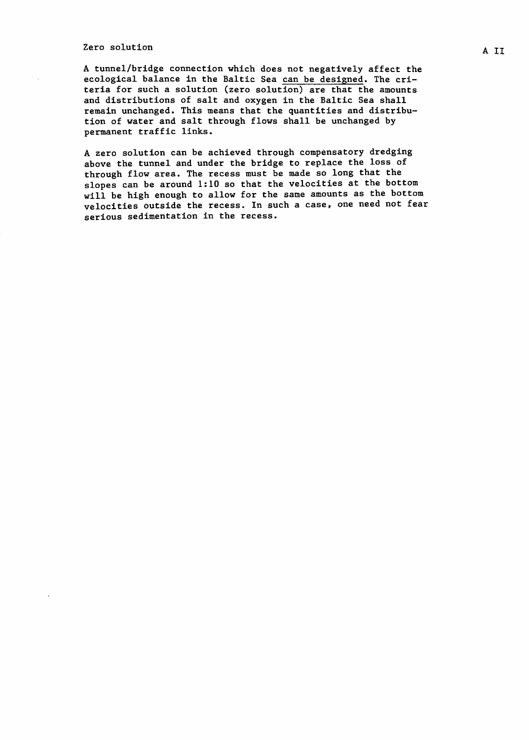## Zero solution

A tunnel/bridge connection which does not negatively affect the ecological balance in the Baltic Sea <u>can be designed</u>. The criteria for such a solution (zero solution) are that the amounts and distributions of salt and oxygen in the Baltic Sea shall remain unchanged. This means that the quantities and distribution of water and salt through flows shall be unchanged by permanent traffic links.

A zero solution can be achieved through compensatory dredging above the tunnel and under the bridge to replace the loss of through flow area. The recess must be made so long that the slopes can be around 1:10 so that the velocities at the bottom will be high enough to allow for the same amounts as the bottom velocities outside the recess. In such a case, one need not fear serious sedimentation in the recess.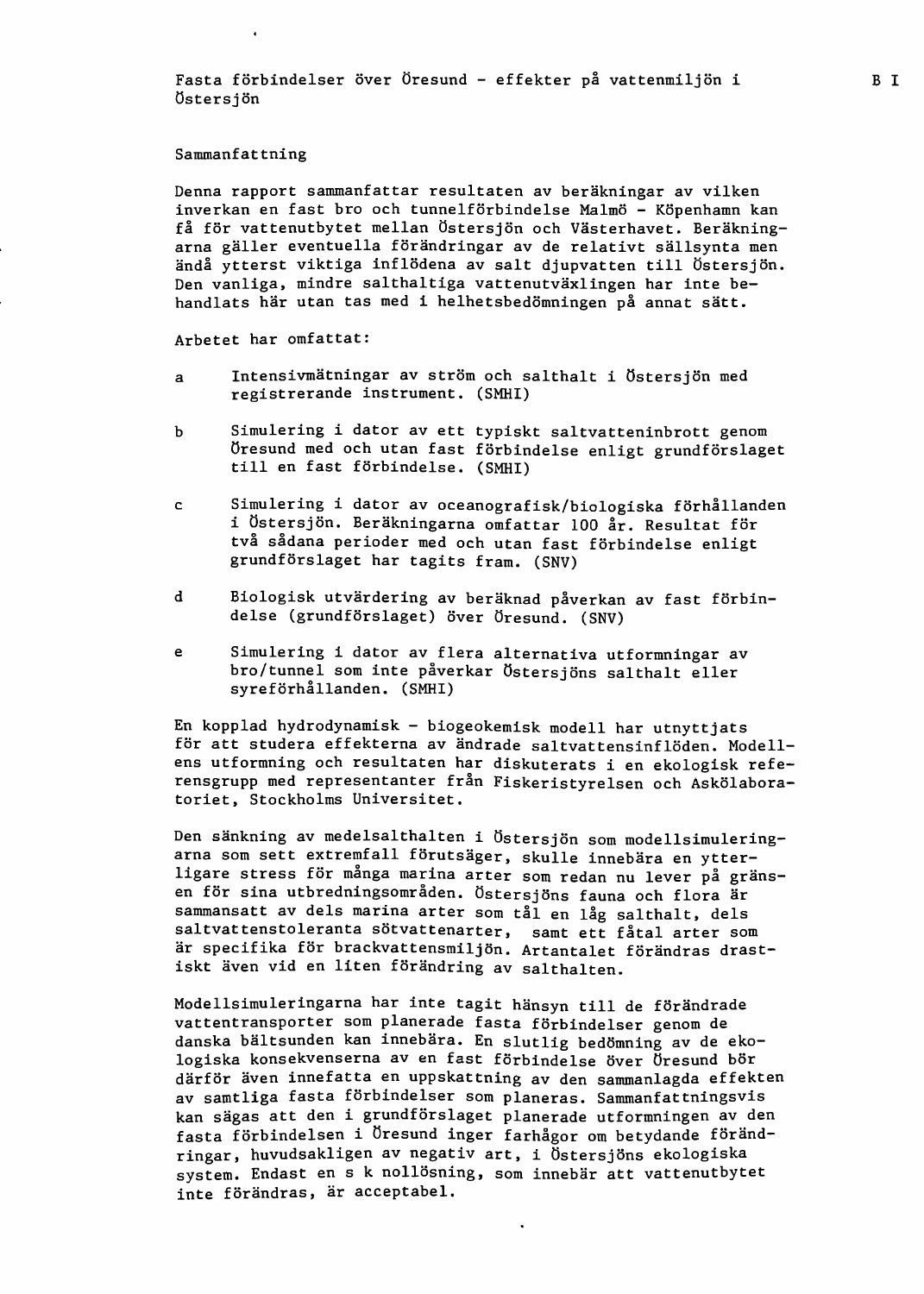# Fasta förbindelser över Öresund - effekter på vattenmiljön i Östersjön

B I

## Sammanfattning

Denna rapport sammanfattar resultaten av beräkningar av vilken inverkan en fast bro och tunnelförbindelse Malmö - Köpenhamn kan få för vattenutbytet mellan Östersjön och Västerhavet. Beräkningarna gäller eventuella förändringar av de relativt sällsynta men ändå ytterst viktiga inflödena av salt djupvatten till Östersjön. Den vanliga, mindre salthaltiga vattenutväxlingen har inte behandlats här utan tas med i helhetsbedömningen på annat sätt.

Arbetet har omfattat:

a Intensivmätningar av ström och salthalt i Östersjön med registrerande instrument. (SMHI)

b Simulering i dator av ett typiskt saltvatteninbrott genom Öresund med och utan fast förbindelse enligt grundförslaget till en fast förbindelse. (SMHI)

c Simulering i dator av oceanografisk/biologiska förhållanden i Östersjön. Beräkningarna omfattar 100 år. Resultat för två sådana perioder med och utan fast förbindelse enligt grundförslaget har tagits fram. (SNV)

d Biologisk utvärdering av beräknad påverkan av fast förbindelse (grundförslaget) över Öresund. (SNV)

e Simulering i dator av flera alternativa utformningar av bro/tunnel som inte påverkar Östersjöns salthalt eller syreförhållanden. (SMHI)

En kopplad hydrodynamisk - biogeokemisk modell har utnyttjats för att studera effekterna av ändrade saltvattensinflöden. Modellens utformning och resultaten har diskuterats i en ekologisk referensgrupp med representanter från Fiskeristyrelsen och Askölaboratoriet, Stockholms Universitet.

Den sänkning av medelsalthalten i Östersjön som modellsimuleringarna som sett extremfall förutsäger, skulle innebära en ytterligare stress för många marina arter som redan nu lever på gränsen för sina utbredningsområden. Östersjöns fauna och flora är sammansatt av dels marina arter som tål en låg salthalt, dels saltvattenstoleranta sötvattenarter, samt ett fåtal arter som är specifika för brackvattensmiljön. Artantalet förändras drastiskt även vid en liten förändring av salthalten.

Modellsimuleringarna har inte tagit hänsyn till de förändrade vattentransporter som planerade fasta förbindelser genom de danska bältsunden kan innebära. En slutlig bedömning av de ekologiska konsekvenserna av en fast förbindelse över Öresund bör därför även innefatta en uppskattning av den sammanlagda effekten av samtliga fasta förbindelser som planeras. Sammanfattningsvis kan sägas att den i grundförslaget planerade utformningen av den fasta förbindelsen i Öresund inger farhågor om betydande förändringar, huvudsakligen av negativ art, i Östersjöns ekologiska system. Endast en s k nollösning, som innebär att vattenutbytet inte förändras, är acceptabel.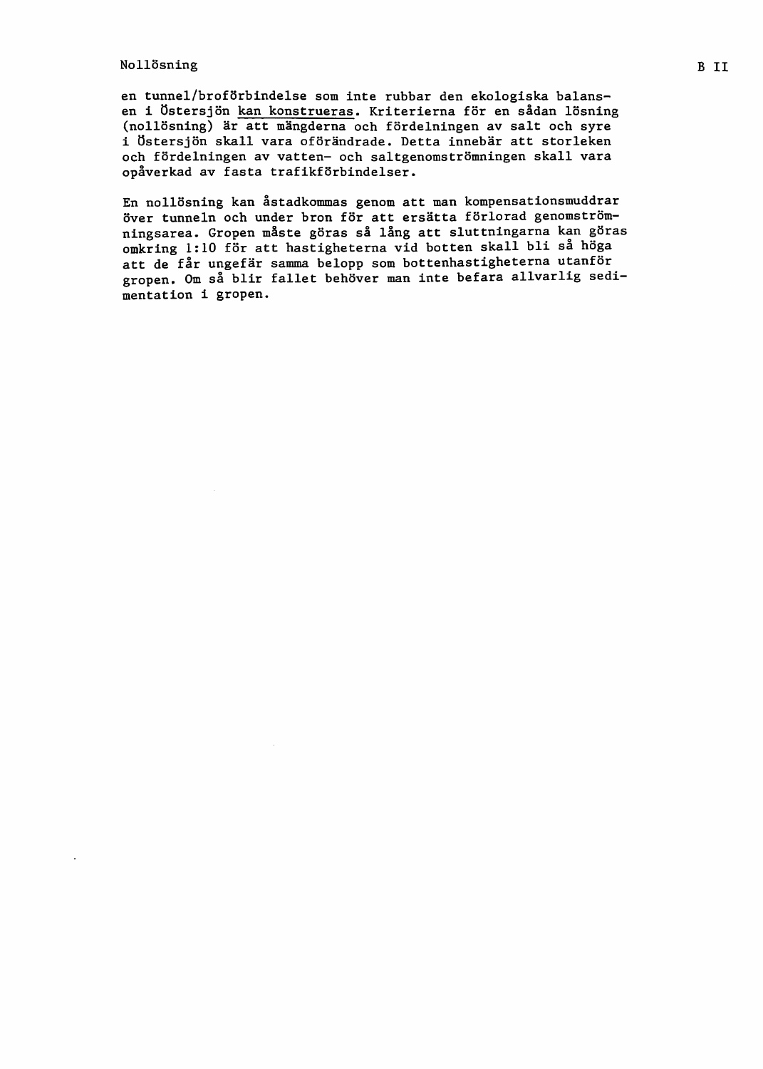en tunnel/broförbindelse som inte rubbar den ekologiska balansen i Östersjön kan konstrueras. Kriterierna för en sådan lösning (nollösning) är att mängderna och fördelningen av salt och syre i Östersjön skall vara oförändrade. Detta innebär att storleken och fördelningen av vatten- och saltgenomströmningen skall vara opåverkad av fasta trafikförbindelser.

En nollösning kan åstadkommas genom att man kompensationsmuddrar över tunneln och under bron för att ersätta förlorad genomströmningsarea. Gropen måste göras så lång att sluttningarna kan göras omkring 1:10 för att hastigheterna vid botten skall bli så höga att de får ungefär samma belopp som bottenhastigheterna utanför gropen. Om så blir fallet behöver man inte befara allvarlig sedimentation i gropen.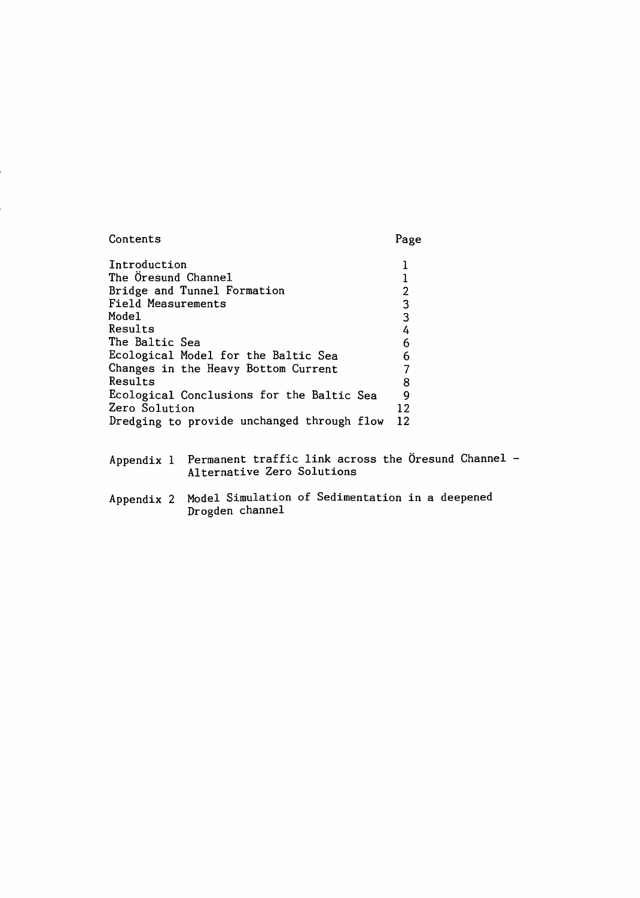# Contents

| Contents | Page |
|---|---|
| Introduction | 1 |
| The Öresund Channel | 1 |
| Bridge and Tunnel Formation | 2 |
| Field Measurements | 3 |
| Model | 3 |
| Results | 4 |
| The Baltic Sea | 6 |
| Ecological Model for the Baltic Sea | 6 |
| Changes in the Heavy Bottom Current | 7 |
| Results | 8 |
| Ecological Conclusions for the Baltic Sea | 9 |
| Zero Solution | 12 |
| Dredging to provide unchanged through flow | 12 |

Appendix 1 Permanent traffic link across the Öresund Channel - Alternative Zero Solutions

Appendix 2 Model Simulation of Sedimentation in a deepened Drogden channel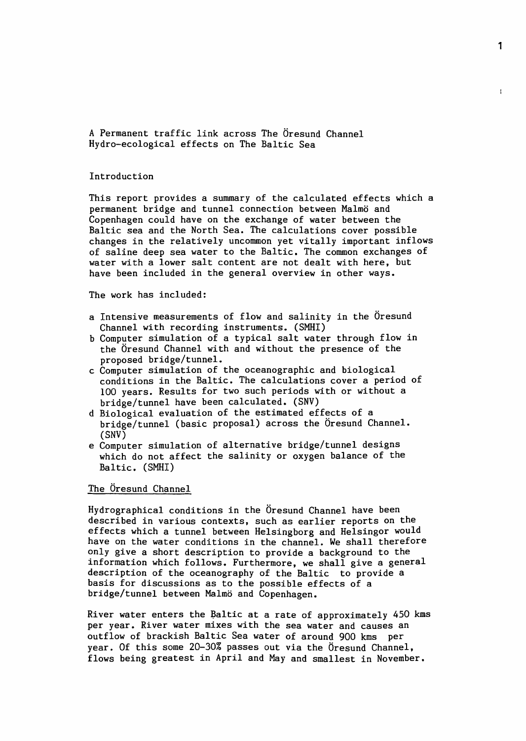A Permanent traffic link across The Öresund Channel
Hydro-ecological effects on The Baltic Sea

## Introduction

This report provides a summary of the calculated effects which a permanent bridge and tunnel connection between Malmö and Copenhagen could have on the exchange of water between the Baltic sea and the North Sea. The calculations cover possible changes in the relatively uncommon yet vitally important inflows of saline deep sea water to the Baltic. The common exchanges of water with a lower salt content are not dealt with here, but have been included in the general overview in other ways.

The work has included:

- a Intensive measurements of flow and salinity in the Öresund Channel with recording instruments. (SMHI)
- b Computer simulation of a typical salt water through flow in the Öresund Channel with and without the presence of the proposed bridge/tunnel.
- c Computer simulation of the oceanographic and biological conditions in the Baltic. The calculations cover a period of 100 years. Results for two such periods with or without a bridge/tunnel have been calculated. (SNV)
- d Biological evaluation of the estimated effects of a bridge/tunnel (basic proposal) across the Öresund Channel. (SNV)
- e Computer simulation of alternative bridge/tunnel designs which do not affect the salinity or oxygen balance of the Baltic. (SMHI)

## The Öresund Channel

Hydrographical conditions in the Öresund Channel have been described in various contexts, such as earlier reports on the effects which a tunnel between Helsingborg and Helsingor would have on the water conditions in the channel. We shall therefore only give a short description to provide a background to the information which follows. Furthermore, we shall give a general description of the oceanography of the Baltic to provide a basis for discussions as to the possible effects of a bridge/tunnel between Malmö and Copenhagen.

River water enters the Baltic at a rate of approximately 450 kms per year. River water mixes with the sea water and causes an outflow of brackish Baltic Sea water of around 900 kms per year. Of this some 20-30% passes out via the Öresund Channel, flows being greatest in April and May and smallest in November.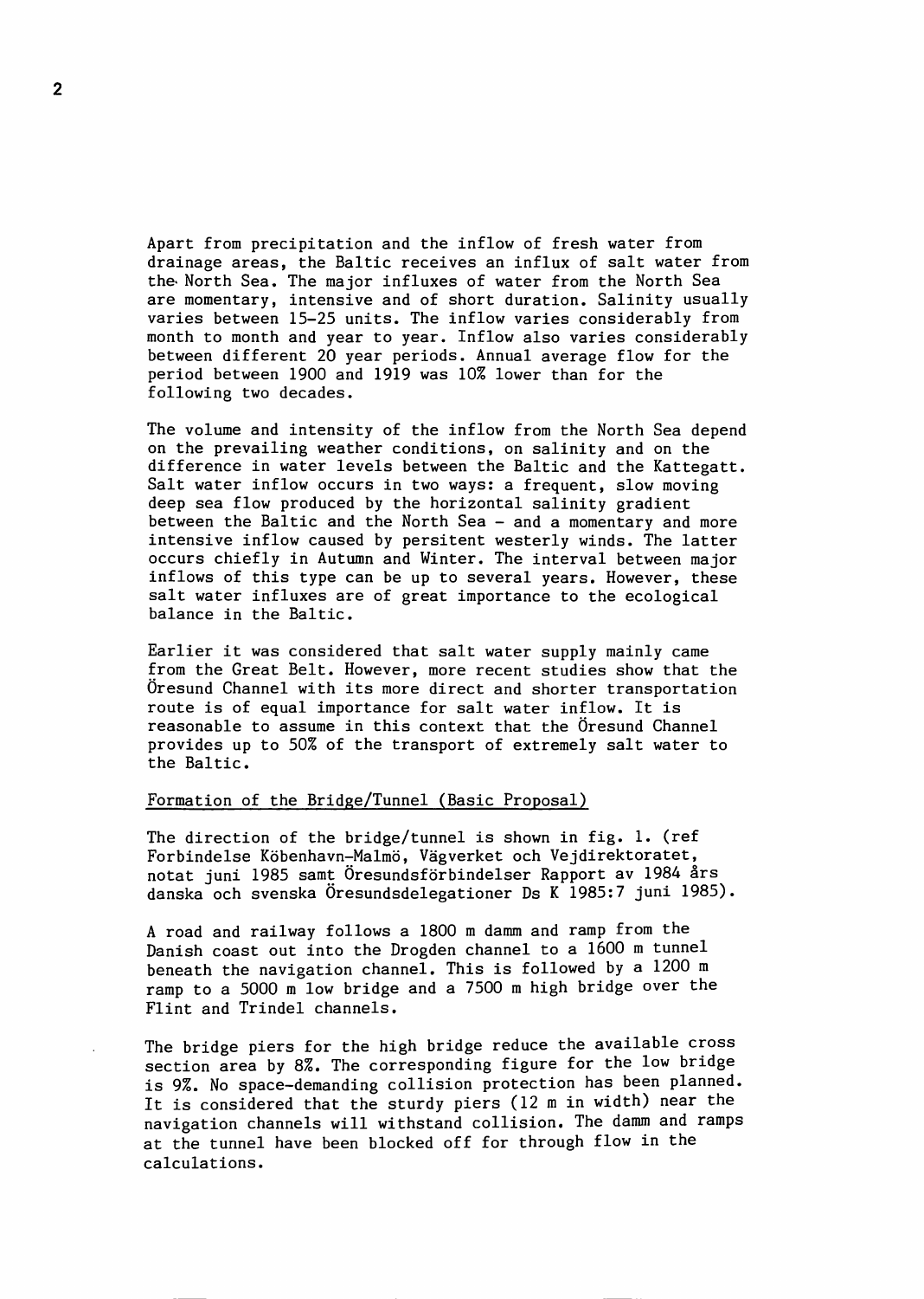Apart from precipitation and the inflow of fresh water from drainage areas, the Baltic receives an influx of salt water from the North Sea. The major influxes of water from the North Sea are momentary, intensive and of short duration. Salinity usually varies between 15-25 units. The inflow varies considerably from month to month and year to year. Inflow also varies considerably between different 20 year periods. Annual average flow for the period between 1900 and 1919 was 10% lower than for the following two decades.

The volume and intensity of the inflow from the North Sea depend on the prevailing weather conditions, on salinity and on the difference in water levels between the Baltic and the Kattegatt. Salt water inflow occurs in two ways: a frequent, slow moving deep sea flow produced by the horizontal salinity gradient between the Baltic and the North Sea - and a momentary and more intensive inflow caused by persitent westerly winds. The latter occurs chiefly in Autumn and Winter. The interval between major inflows of this type can be up to several years. However, these salt water influxes are of great importance to the ecological balance in the Baltic.

Earlier it was considered that salt water supply mainly came from the Great Belt. However, more recent studies show that the Öresund Channel with its more direct and shorter transportation route is of equal importance for salt water inflow. It is reasonable to assume in this context that the Öresund Channel provides up to 50% of the transport of extremely salt water to the Baltic.

## Formation of the Bridge/Tunnel (Basic Proposal)

The direction of the bridge/tunnel is shown in fig. 1. (ref Forbindelse Köbenhavn-Malmö, Vägverket och Vejdirektoratet, notat juni 1985 samt Öresundsförbindelser Rapport av 1984 års danska och svenska Öresundsdelegationer Ds K 1985:7 juni 1985).

A road and railway follows a 1800 m damm and ramp from the Danish coast out into the Drogden channel to a 1600 m tunnel beneath the navigation channel. This is followed by a 1200 m ramp to a 5000 m low bridge and a 7500 m high bridge over the Flint and Trindel channels.

The bridge piers for the high bridge reduce the available cross section area by 8%. The corresponding figure for the low bridge is 9%. No space-demanding collision protection has been planned. It is considered that the sturdy piers (12 m in width) near the navigation channels will withstand collision. The damm and ramps at the tunnel have been blocked off for through flow in the calculations.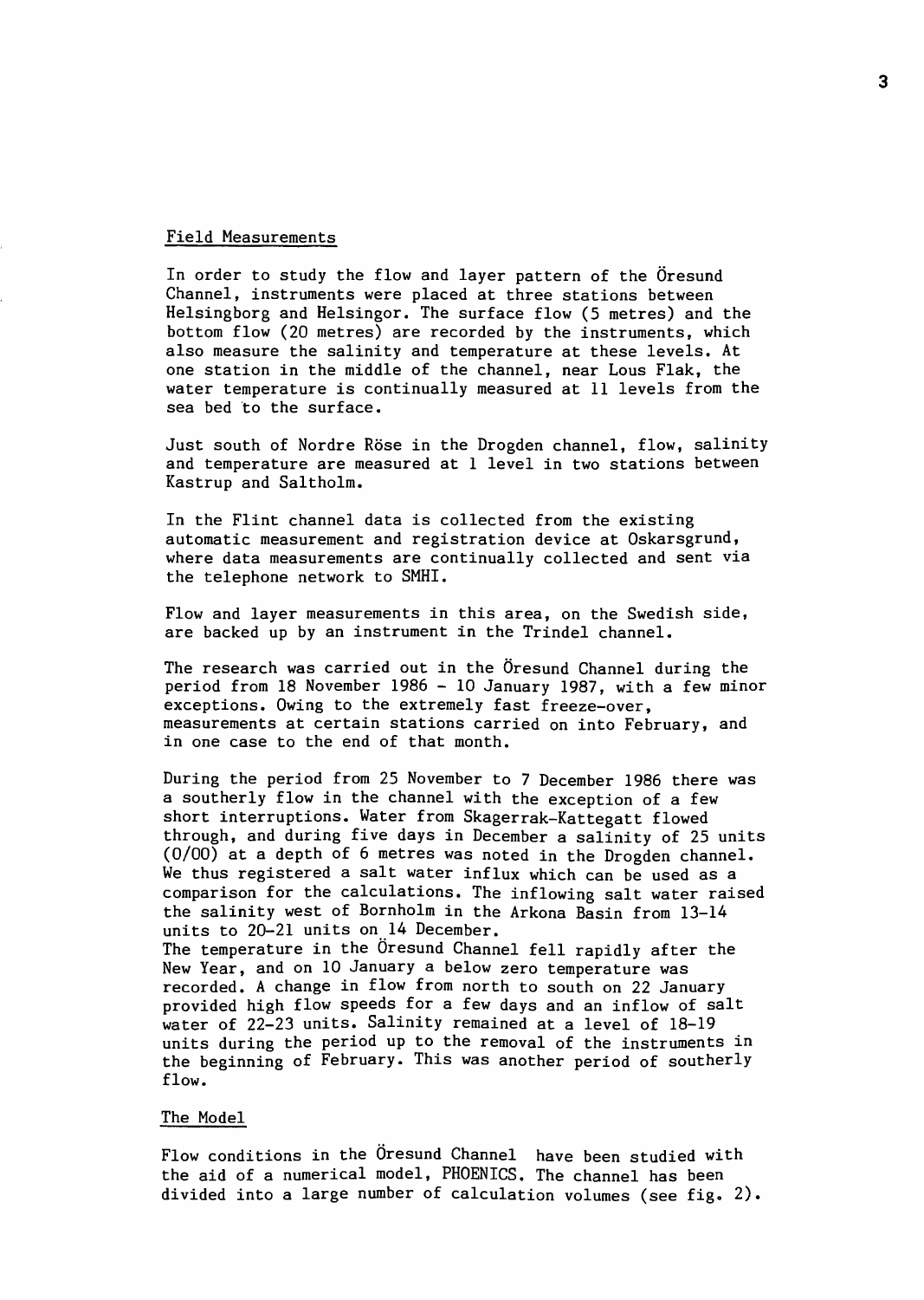## Field Measurements

In order to study the flow and layer pattern of the Öresund Channel, instruments were placed at three stations between Helsingborg and Helsingor. The surface flow (5 metres) and the bottom flow (20 metres) are recorded by the instruments, which also measure the salinity and temperature at these levels. At one station in the middle of the channel, near Lous Flak, the water temperature is continually measured at 11 levels from the sea bed to the surface.

Just south of Nordre Röse in the Drogden channel, flow, salinity and temperature are measured at 1 level in two stations between Kastrup and Saltholm.

In the Flint channel data is collected from the existing automatic measurement and registration device at Oskarsgrund, where data measurements are continually collected and sent via the telephone network to SMHI.

Flow and layer measurements in this area, on the Swedish side, are backed up by an instrument in the Trindel channel.

The research was carried out in the Öresund Channel during the period from 18 November 1986 - 10 January 1987, with a few minor exceptions. Owing to the extremely fast freeze-over, measurements at certain stations carried on into February, and in one case to the end of that month.

During the period from 25 November to 7 December 1986 there was a southerly flow in the channel with the exception of a few short interruptions. Water from Skagerrak-Kattegatt flowed through, and during five days in December a salinity of 25 units (0/00) at a depth of 6 metres was noted in the Drogden channel. We thus registered a salt water influx which can be used as a comparison for the calculations. The inflowing salt water raised the salinity west of Bornholm in the Arkona Basin from 13-14 units to 20-21 units on 14 December.
The temperature in the Öresund Channel fell rapidly after the New Year, and on 10 January a below zero temperature was recorded. A change in flow from north to south on 22 January provided high flow speeds for a few days and an inflow of salt water of 22-23 units. Salinity remained at a level of 18-19 units during the period up to the removal of the instruments in the beginning of February. This was another period of southerly flow.

## The Model

Flow conditions in the Öresund Channel have been studied with the aid of a numerical model, PHOENICS. The channel has been divided into a large number of calculation volumes (see fig. 2).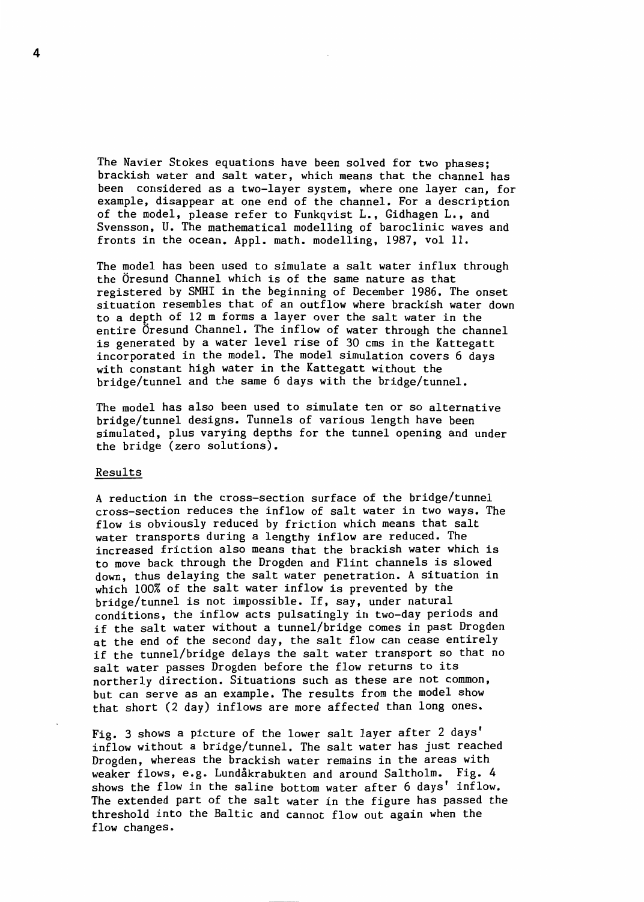The Navier Stokes equations have been solved for two phases; brackish water and salt water, which means that the channel has been considered as a two-layer system, where one layer can, for example, disappear at one end of the channel. For a description of the model, please refer to Funkqvist L., Gidhagen L., and Svensson, U. The mathematical modelling of baroclinic waves and fronts in the ocean. Appl. math. modelling, 1987, vol 11.

The model has been used to simulate a salt water influx through the Öresund Channel which is of the same nature as that registered by SMHI in the beginning of December 1986. The onset situation resembles that of an outflow where brackish water down to a depth of 12 m forms a layer over the salt water in the entire Öresund Channel. The inflow of water through the channel is generated by a water level rise of 30 cms in the Kattegatt incorporated in the model. The model simulation covers 6 days with constant high water in the Kattegatt without the bridge/tunnel and the same 6 days with the bridge/tunnel.

The model has also been used to simulate ten or so alternative bridge/tunnel designs. Tunnels of various length have been simulated, plus varying depths for the tunnel opening and under the bridge (zero solutions).

## Results

A reduction in the cross-section surface of the bridge/tunnel cross-section reduces the inflow of salt water in two ways. The flow is obviously reduced by friction which means that salt water transports during a lengthy inflow are reduced. The increased friction also means that the brackish water which is to move back through the Drogden and Flint channels is slowed down, thus delaying the salt water penetration. A situation in which 100% of the salt water inflow is prevented by the bridge/tunnel is not impossible. If, say, under natural conditions, the inflow acts pulsatingly in two-day periods and if the salt water without a tunnel/bridge comes in past Drogden at the end of the second day, the salt flow can cease entirely if the tunnel/bridge delays the salt water transport so that no salt water passes Drogden before the flow returns to its northerly direction. Situations such as these are not common, but can serve as an example. The results from the model show that short (2 day) inflows are more affected than long ones.

Fig. 3 shows a picture of the lower salt layer after 2 days' inflow without a bridge/tunnel. The salt water has just reached Drogden, whereas the brackish water remains in the areas with weaker flows, e.g. Lundåkrabukten and around Saltholm. Fig. 4 shows the flow in the saline bottom water after 6 days' inflow. The extended part of the salt water in the figure has passed the threshold into the Baltic and cannot flow out again when the flow changes.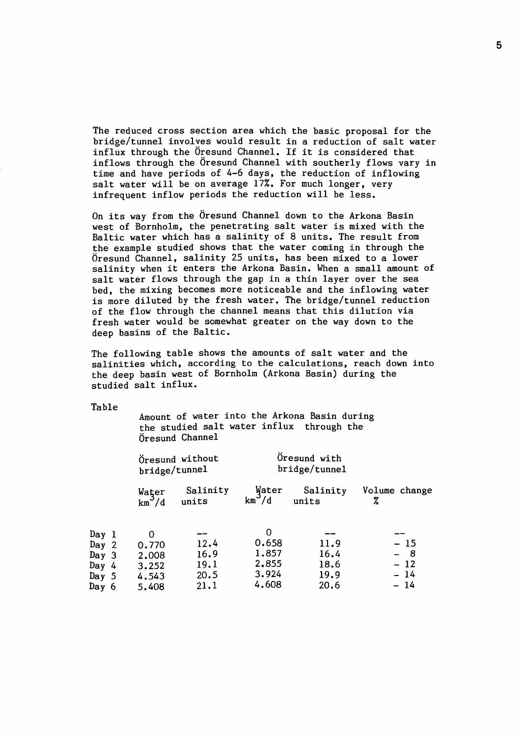The reduced cross section area which the basic proposal for the bridge/tunnel involves would result in a reduction of salt water influx through the Öresund Channel. If it is considered that inflows through the Öresund Channel with southerly flows vary in time and have periods of 4-6 days, the reduction of inflowing salt water will be on average 17%. For much longer, very infrequent inflow periods the reduction will be less.

On its way from the Öresund Channel down to the Arkona Basin west of Bornholm, the penetrating salt water is mixed with the Baltic water which has a salinity of 8 units. The result from the example studied shows that the water coming in through the Öresund Channel, salinity 25 units, has been mixed to a lower salinity when it enters the Arkona Basin. When a small amount of salt water flows through the gap in a thin layer over the sea bed, the mixing becomes more noticeable and the inflowing water is more diluted by the fresh water. The bridge/tunnel reduction of the flow through the channel means that this dilution via fresh water would be somewhat greater on the way down to the deep basins of the Baltic.

The following table shows the amounts of salt water and the salinities which, according to the calculations, reach down into the deep basin west of Bornholm (Arkona Basin) during the studied salt influx.

Table

Amount of water into the Arkona Basin during the studied salt water influx through the Öresund Channel

| | Öresund without bridge/tunnel | | Öresund with bridge/tunnel | | |
|---|---|---|---|---|---|
| | Water $km^3/d$ | Salinity units | Water $km^3/d$ | Salinity units | Volume change % |
| Day 1 | 0 | -- | 0 | -- | -- |
| Day 2 | 0.770 | 12.4 | 0.658 | 11.9 | − 15 |
| Day 3 | 2.008 | 16.9 | 1.857 | 16.4 | − 8 |
| Day 4 | 3.252 | 19.1 | 2.855 | 18.6 | − 12 |
| Day 5 | 4.543 | 20.5 | 3.924 | 19.9 | − 14 |
| Day 6 | 5.408 | 21.1 | 4.608 | 20.6 | − 14 |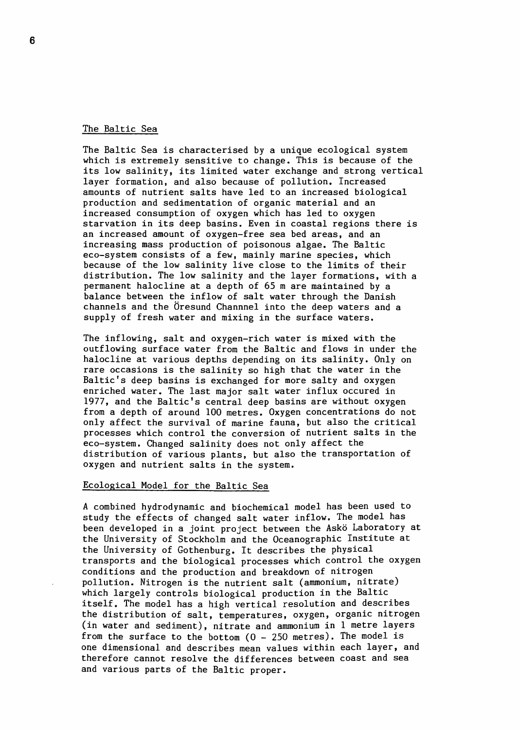## The Baltic Sea

The Baltic Sea is characterised by a unique ecological system which is extremely sensitive to change. This is because of the its low salinity, its limited water exchange and strong vertical layer formation, and also because of pollution. Increased amounts of nutrient salts have led to an increased biological production and sedimentation of organic material and an increased consumption of oxygen which has led to oxygen starvation in its deep basins. Even in coastal regions there is an increased amount of oxygen-free sea bed areas, and an increasing mass production of poisonous algae. The Baltic eco-system consists of a few, mainly marine species, which because of the low salinity live close to the limits of their distribution. The low salinity and the layer formations, with a permanent halocline at a depth of 65 m are maintained by a balance between the inflow of salt water through the Danish channels and the Öresund Channnel into the deep waters and a supply of fresh water and mixing in the surface waters.

The inflowing, salt and oxygen-rich water is mixed with the outflowing surface water from the Baltic and flows in under the halocline at various depths depending on its salinity. Only on rare occasions is the salinity so high that the water in the Baltic's deep basins is exchanged for more salty and oxygen enriched water. The last major salt water influx occured in 1977, and the Baltic's central deep basins are without oxygen from a depth of around 100 metres. Oxygen concentrations do not only affect the survival of marine fauna, but also the critical processes which control the conversion of nutrient salts in the eco-system. Changed salinity does not only affect the distribution of various plants, but also the transportation of oxygen and nutrient salts in the system.

## Ecological Model for the Baltic Sea

A combined hydrodynamic and biochemical model has been used to study the effects of changed salt water inflow. The model has been developed in a joint project between the Askö Laboratory at the University of Stockholm and the Oceanographic Institute at the University of Gothenburg. It describes the physical transports and the biological processes which control the oxygen conditions and the production and breakdown of nitrogen pollution. Nitrogen is the nutrient salt (ammonium, nitrate) which largely controls biological production in the Baltic itself. The model has a high vertical resolution and describes the distribution of salt, temperatures, oxygen, organic nitrogen (in water and sediment), nitrate and ammonium in 1 metre layers from the surface to the bottom (0 - 250 metres). The model is one dimensional and describes mean values within each layer, and therefore cannot resolve the differences between coast and sea and various parts of the Baltic proper.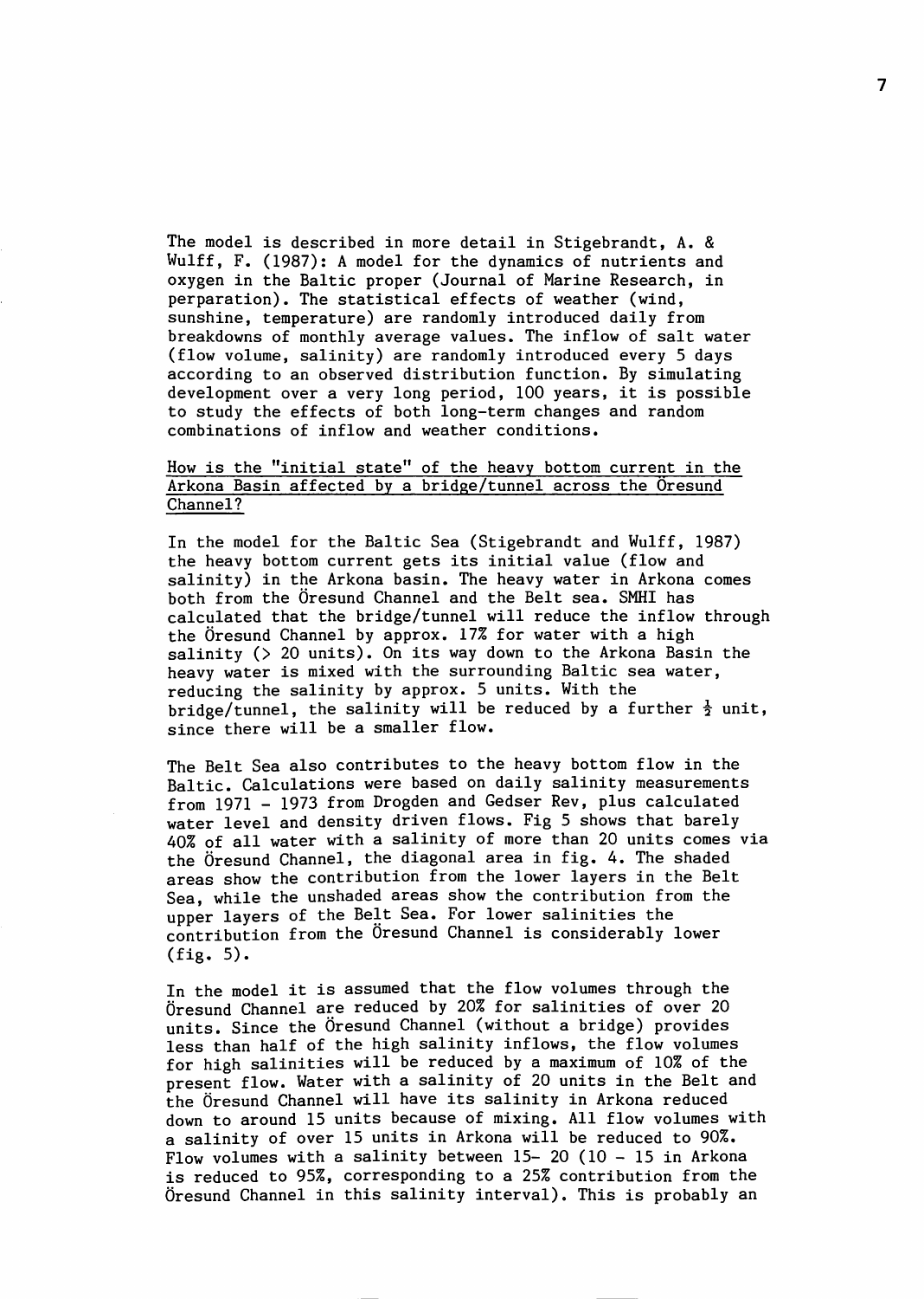The model is described in more detail in Stigebrandt, A. & Wulff, F. (1987): A model for the dynamics of nutrients and oxygen in the Baltic proper (Journal of Marine Research, in perparation). The statistical effects of weather (wind, sunshine, temperature) are randomly introduced daily from breakdowns of monthly average values. The inflow of salt water (flow volume, salinity) are randomly introduced every 5 days according to an observed distribution function. By simulating development over a very long period, 100 years, it is possible to study the effects of both long-term changes and random combinations of inflow and weather conditions.

<u>How is the "initial state" of the heavy bottom current in the Arkona Basin affected by a bridge/tunnel across the Öresund Channel?</u>

In the model for the Baltic Sea (Stigebrandt and Wulff, 1987) the heavy bottom current gets its initial value (flow and salinity) in the Arkona basin. The heavy water in Arkona comes both from the Öresund Channel and the Belt sea. SMHI has calculated that the bridge/tunnel will reduce the inflow through the Öresund Channel by approx. 17% for water with a high salinity (> 20 units). On its way down to the Arkona Basin the heavy water is mixed with the surrounding Baltic sea water, reducing the salinity by approx. 5 units. With the bridge/tunnel, the salinity will be reduced by a further ½ unit, since there will be a smaller flow.

The Belt Sea also contributes to the heavy bottom flow in the Baltic. Calculations were based on daily salinity measurements from 1971 - 1973 from Drogden and Gedser Rev, plus calculated water level and density driven flows. Fig 5 shows that barely 40% of all water with a salinity of more than 20 units comes via the Öresund Channel, the diagonal area in fig. 4. The shaded areas show the contribution from the lower layers in the Belt Sea, while the unshaded areas show the contribution from the upper layers of the Belt Sea. For lower salinities the contribution from the Öresund Channel is considerably lower (fig. 5).

In the model it is assumed that the flow volumes through the Öresund Channel are reduced by 20% for salinities of over 20 units. Since the Öresund Channel (without a bridge) provides less than half of the high salinity inflows, the flow volumes for high salinities will be reduced by a maximum of 10% of the present flow. Water with a salinity of 20 units in the Belt and the Öresund Channel will have its salinity in Arkona reduced down to around 15 units because of mixing. All flow volumes with a salinity of over 15 units in Arkona will be reduced to 90%. Flow volumes with a salinity between 15- 20 (10 - 15 in Arkona is reduced to 95%, corresponding to a 25% contribution from the Öresund Channel in this salinity interval). This is probably an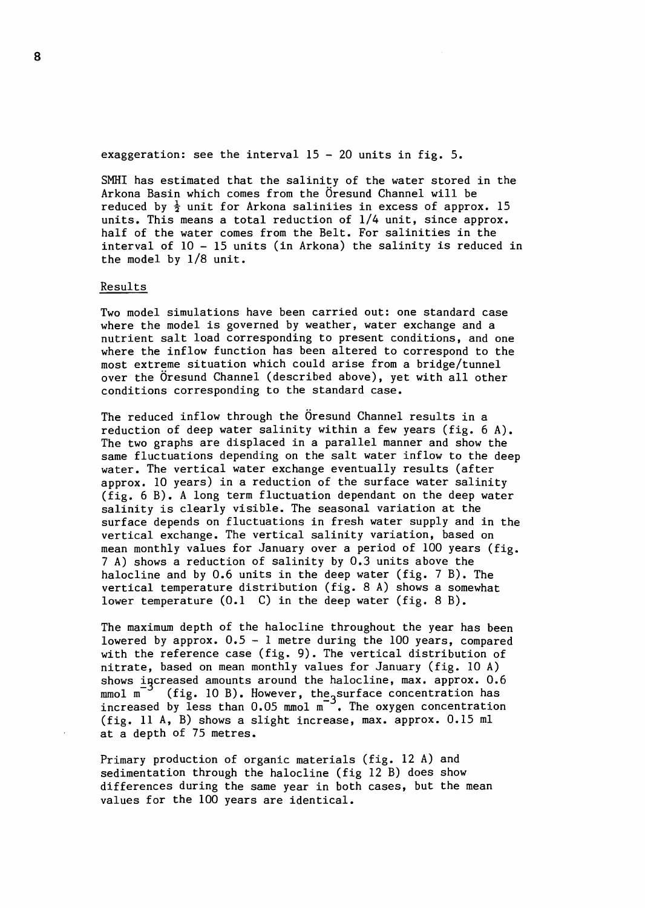exaggeration: see the interval 15 - 20 units in fig. 5.

SMHI has estimated that the salinity of the water stored in the Arkona Basin which comes from the Öresund Channel will be reduced by ½ unit for Arkona saliniies in excess of approx. 15 units. This means a total reduction of 1/4 unit, since approx. half of the water comes from the Belt. For salinities in the interval of 10 - 15 units (in Arkona) the salinity is reduced in the model by 1/8 unit.

## Results

Two model simulations have been carried out: one standard case where the model is governed by weather, water exchange and a nutrient salt load corresponding to present conditions, and one where the inflow function has been altered to correspond to the most extreme situation which could arise from a bridge/tunnel over the Öresund Channel (described above), yet with all other conditions corresponding to the standard case.

The reduced inflow through the Öresund Channel results in a reduction of deep water salinity within a few years (fig. 6 A). The two graphs are displaced in a parallel manner and show the same fluctuations depending on the salt water inflow to the deep water. The vertical water exchange eventually results (after approx. 10 years) in a reduction of the surface water salinity (fig. 6 B). A long term fluctuation dependant on the deep water salinity is clearly visible. The seasonal variation at the surface depends on fluctuations in fresh water supply and in the vertical exchange. The vertical salinity variation, based on mean monthly values for January over a period of 100 years (fig. 7 A) shows a reduction of salinity by 0.3 units above the halocline and by 0.6 units in the deep water (fig. 7 B). The vertical temperature distribution (fig. 8 A) shows a somewhat lower temperature (0.1 C) in the deep water (fig. 8 B).

The maximum depth of the halocline throughout the year has been lowered by approx. 0.5 - 1 metre during the 100 years, compared with the reference case (fig. 9). The vertical distribution of nitrate, based on mean monthly values for January (fig. 10 A) shows increased amounts around the halocline, max. approx. 0.6 mmol $m^{-3}$ (fig. 10 B). However, the surface concentration has increased by less than 0.05 mmol $m^{-3}$. The oxygen concentration (fig. 11 A, B) shows a slight increase, max. approx. 0.15 ml at a depth of 75 metres.

Primary production of organic materials (fig. 12 A) and sedimentation through the halocline (fig 12 B) does show differences during the same year in both cases, but the mean values for the 100 years are identical.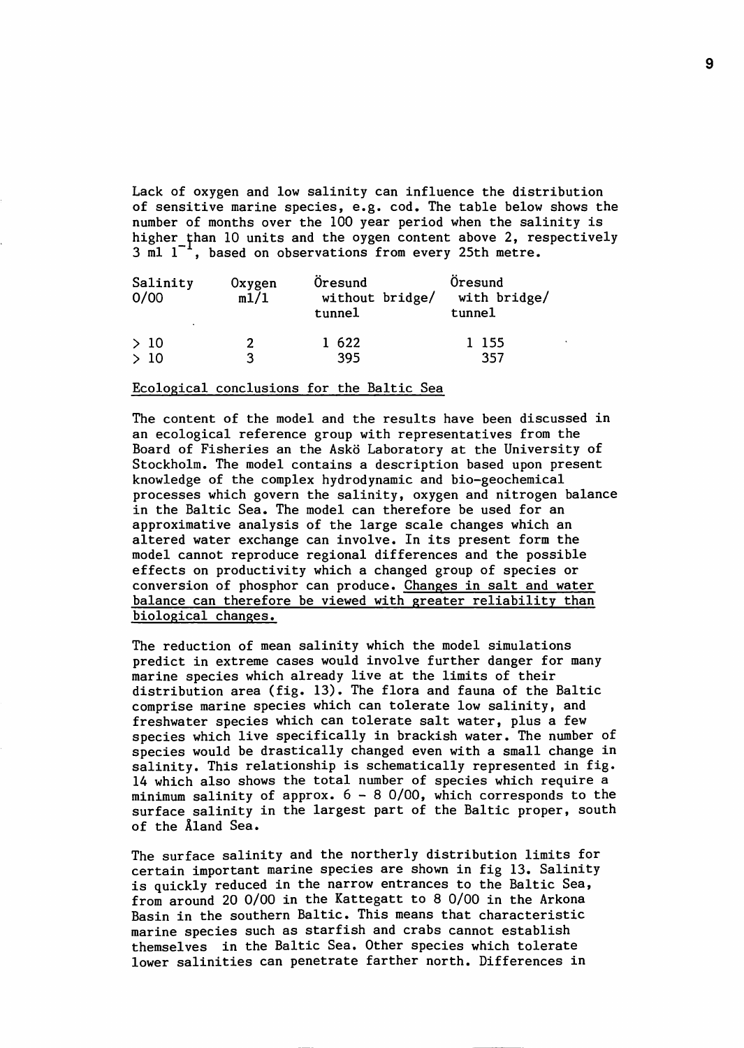Lack of oxygen and low salinity can influence the distribution of sensitive marine species, e.g. cod. The table below shows the number of months over the 100 year period when the salinity is higher than 10 units and the oygen content above 2, respectively 3 ml $l^{-1}$, based on observations from every 25th metre.

| Salinity 0/00 | Oxygen ml/l | Öresund without bridge/ tunnel | Öresund with bridge/ tunnel |
|---|---|---|---|
| > 10 | 2 | 1 622 | 1 155 |
| > 10 | 3 | 395 | 357 |

Ecological conclusions for the Baltic Sea

The content of the model and the results have been discussed in an ecological reference group with representatives from the Board of Fisheries an the Askö Laboratory at the University of Stockholm. The model contains a description based upon present knowledge of the complex hydrodynamic and bio-geochemical processes which govern the salinity, oxygen and nitrogen balance in the Baltic Sea. The model can therefore be used for an approximative analysis of the large scale changes which an altered water exchange can involve. In its present form the model cannot reproduce regional differences and the possible effects on productivity which a changed group of species or conversion of phosphor can produce. Changes in salt and water balance can therefore be viewed with greater reliability than biological changes.

The reduction of mean salinity which the model simulations predict in extreme cases would involve further danger for many marine species which already live at the limits of their distribution area (fig. 13). The flora and fauna of the Baltic comprise marine species which can tolerate low salinity, and freshwater species which can tolerate salt water, plus a few species which live specifically in brackish water. The number of species would be drastically changed even with a small change in salinity. This relationship is schematically represented in fig. 14 which also shows the total number of species which require a minimum salinity of approx. 6 - 8 0/00, which corresponds to the surface salinity in the largest part of the Baltic proper, south of the Åland Sea.

The surface salinity and the northerly distribution limits for certain important marine species are shown in fig 13. Salinity is quickly reduced in the narrow entrances to the Baltic Sea, from around 20 0/00 in the Kattegatt to 8 0/00 in the Arkona Basin in the southern Baltic. This means that characteristic marine species such as starfish and crabs cannot establish themselves in the Baltic Sea. Other species which tolerate lower salinities can penetrate farther north. Differences in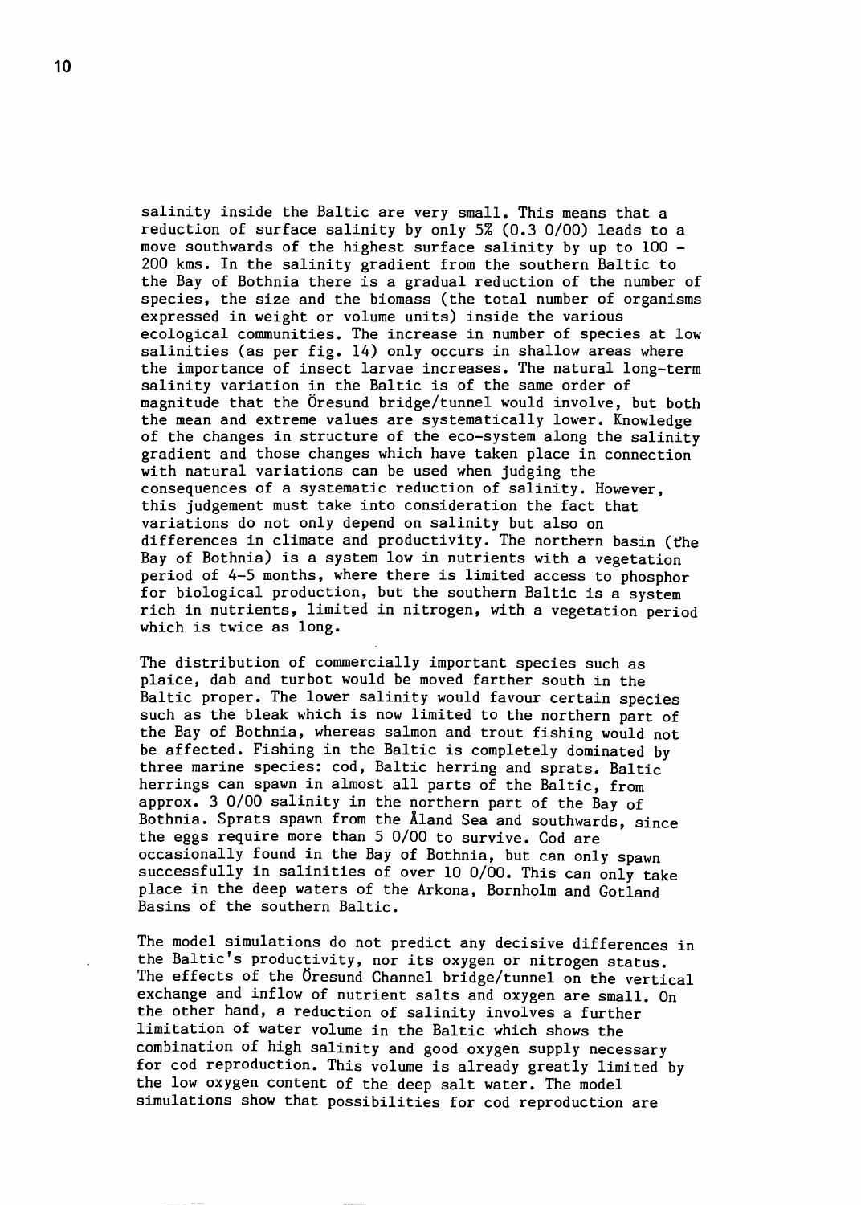salinity inside the Baltic are very small. This means that a reduction of surface salinity by only 5% (0.3 0/00) leads to a move southwards of the highest surface salinity by up to 100 - 200 kms. In the salinity gradient from the southern Baltic to the Bay of Bothnia there is a gradual reduction of the number of species, the size and the biomass (the total number of organisms expressed in weight or volume units) inside the various ecological communities. The increase in number of species at low salinities (as per fig. 14) only occurs in shallow areas where the importance of insect larvae increases. The natural long-term salinity variation in the Baltic is of the same order of magnitude that the Öresund bridge/tunnel would involve, but both the mean and extreme values are systematically lower. Knowledge of the changes in structure of the eco-system along the salinity gradient and those changes which have taken place in connection with natural variations can be used when judging the consequences of a systematic reduction of salinity. However, this judgement must take into consideration the fact that variations do not only depend on salinity but also on differences in climate and productivity. The northern basin (the Bay of Bothnia) is a system low in nutrients with a vegetation period of 4-5 months, where there is limited access to phosphor for biological production, but the southern Baltic is a system rich in nutrients, limited in nitrogen, with a vegetation period which is twice as long.

The distribution of commercially important species such as plaice, dab and turbot would be moved farther south in the Baltic proper. The lower salinity would favour certain species such as the bleak which is now limited to the northern part of the Bay of Bothnia, whereas salmon and trout fishing would not be affected. Fishing in the Baltic is completely dominated by three marine species: cod, Baltic herring and sprats. Baltic herrings can spawn in almost all parts of the Baltic, from approx. 3 0/00 salinity in the northern part of the Bay of Bothnia. Sprats spawn from the Åland Sea and southwards, since the eggs require more than 5 0/00 to survive. Cod are occasionally found in the Bay of Bothnia, but can only spawn successfully in salinities of over 10 0/00. This can only take place in the deep waters of the Arkona, Bornholm and Gotland Basins of the southern Baltic.

The model simulations do not predict any decisive differences in the Baltic's productivity, nor its oxygen or nitrogen status. The effects of the Öresund Channel bridge/tunnel on the vertical exchange and inflow of nutrient salts and oxygen are small. On the other hand, a reduction of salinity involves a further limitation of water volume in the Baltic which shows the combination of high salinity and good oxygen supply necessary for cod reproduction. This volume is already greatly limited by the low oxygen content of the deep salt water. The model simulations show that possibilities for cod reproduction are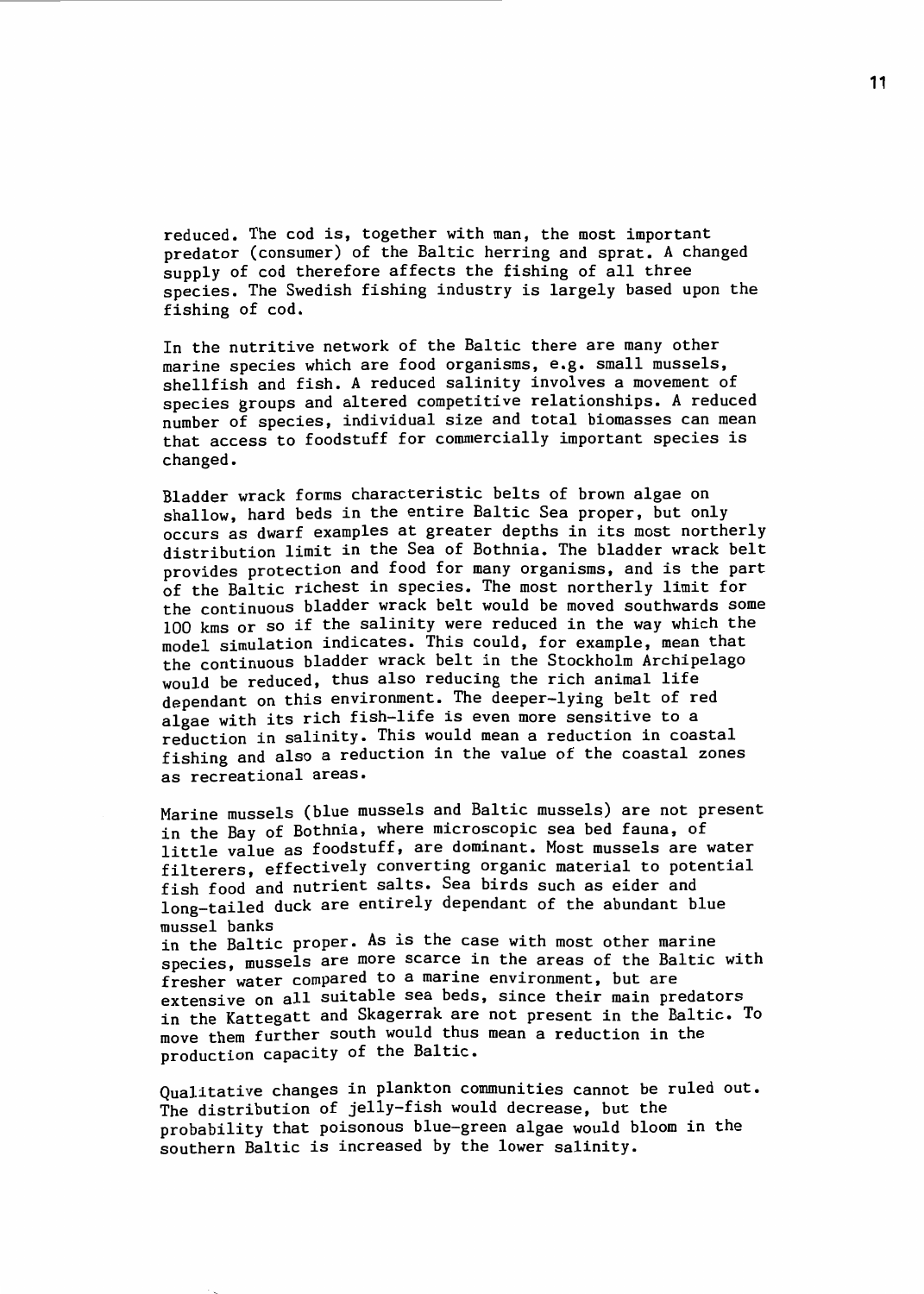reduced. The cod is, together with man, the most important predator (consumer) of the Baltic herring and sprat. A changed supply of cod therefore affects the fishing of all three species. The Swedish fishing industry is largely based upon the fishing of cod.

In the nutritive network of the Baltic there are many other marine species which are food organisms, e.g. small mussels, shellfish and fish. A reduced salinity involves a movement of species groups and altered competitive relationships. A reduced number of species, individual size and total biomasses can mean that access to foodstuff for commercially important species is changed.

Bladder wrack forms characteristic belts of brown algae on shallow, hard beds in the entire Baltic Sea proper, but only occurs as dwarf examples at greater depths in its most northerly distribution limit in the Sea of Bothnia. The bladder wrack belt provides protection and food for many organisms, and is the part of the Baltic richest in species. The most northerly limit for the continuous bladder wrack belt would be moved southwards some 100 kms or so if the salinity were reduced in the way which the model simulation indicates. This could, for example, mean that the continuous bladder wrack belt in the Stockholm Archipelago would be reduced, thus also reducing the rich animal life dependant on this environment. The deeper-lying belt of red algae with its rich fish-life is even more sensitive to a reduction in salinity. This would mean a reduction in coastal fishing and also a reduction in the value of the coastal zones as recreational areas.

Marine mussels (blue mussels and Baltic mussels) are not present in the Bay of Bothnia, where microscopic sea bed fauna, of little value as foodstuff, are dominant. Most mussels are water filterers, effectively converting organic material to potential fish food and nutrient salts. Sea birds such as eider and long-tailed duck are entirely dependant of the abundant blue mussel banks
in the Baltic proper. As is the case with most other marine species, mussels are more scarce in the areas of the Baltic with fresher water compared to a marine environment, but are extensive on all suitable sea beds, since their main predators in the Kattegatt and Skagerrak are not present in the Baltic. To move them further south would thus mean a reduction in the production capacity of the Baltic.

Qualitative changes in plankton communities cannot be ruled out. The distribution of jelly-fish would decrease, but the probability that poisonous blue-green algae would bloom in the southern Baltic is increased by the lower salinity.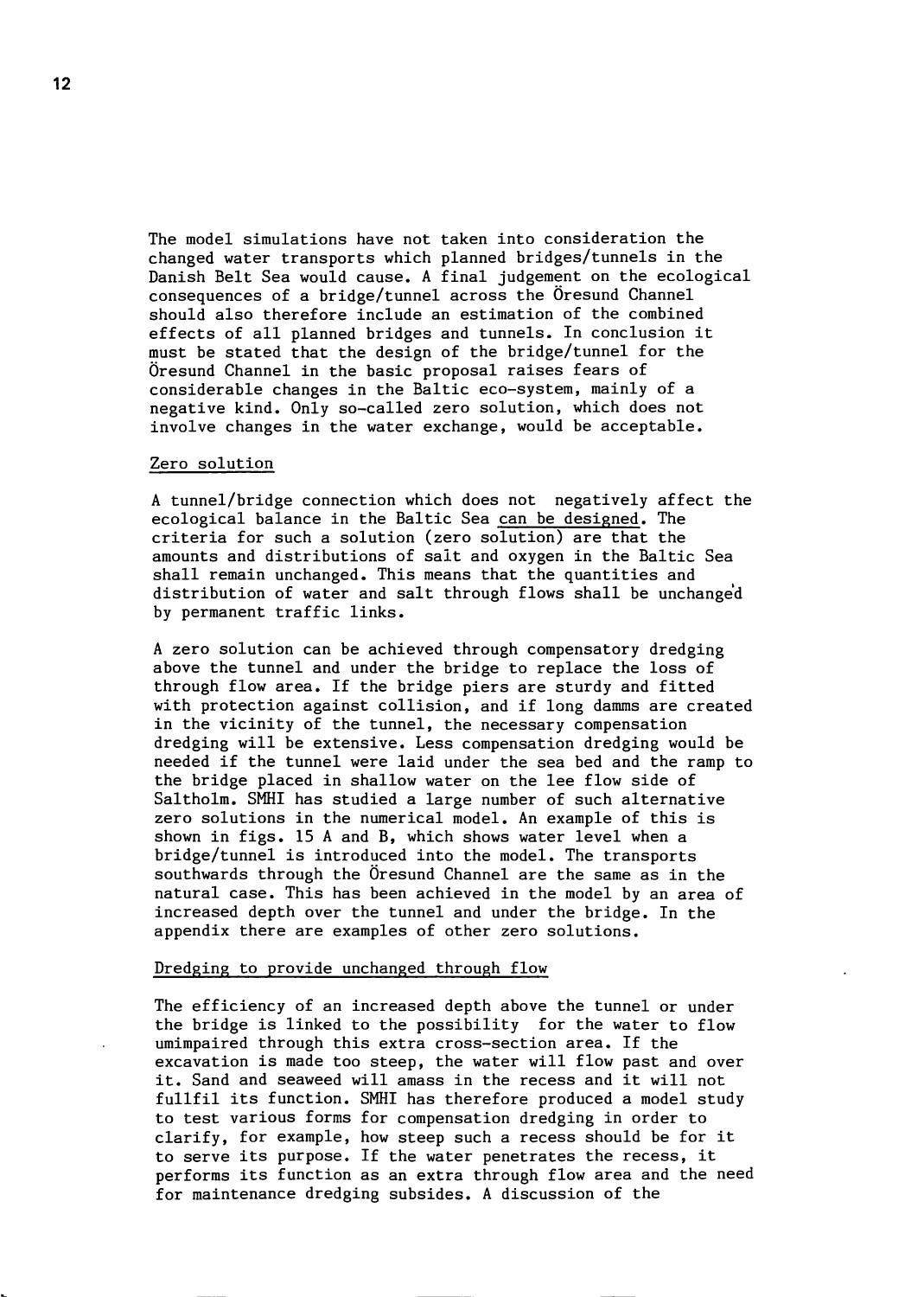The model simulations have not taken into consideration the changed water transports which planned bridges/tunnels in the Danish Belt Sea would cause. A final judgement on the ecological consequences of a bridge/tunnel across the Öresund Channel should also therefore include an estimation of the combined effects of all planned bridges and tunnels. In conclusion it must be stated that the design of the bridge/tunnel for the Öresund Channel in the basic proposal raises fears of considerable changes in the Baltic eco-system, mainly of a negative kind. Only so-called zero solution, which does not involve changes in the water exchange, would be acceptable.

## Zero solution

A tunnel/bridge connection which does not negatively affect the ecological balance in the Baltic Sea can be designed. The criteria for such a solution (zero solution) are that the amounts and distributions of salt and oxygen in the Baltic Sea shall remain unchanged. This means that the quantities and distribution of water and salt through flows shall be unchanged by permanent traffic links.

A zero solution can be achieved through compensatory dredging above the tunnel and under the bridge to replace the loss of through flow area. If the bridge piers are sturdy and fitted with protection against collision, and if long damms are created in the vicinity of the tunnel, the necessary compensation dredging will be extensive. Less compensation dredging would be needed if the tunnel were laid under the sea bed and the ramp to the bridge placed in shallow water on the lee flow side of Saltholm. SMHI has studied a large number of such alternative zero solutions in the numerical model. An example of this is shown in figs. 15 A and B, which shows water level when a bridge/tunnel is introduced into the model. The transports southwards through the Öresund Channel are the same as in the natural case. This has been achieved in the model by an area of increased depth over the tunnel and under the bridge. In the appendix there are examples of other zero solutions.

## Dredging to provide unchanged through flow

The efficiency of an increased depth above the tunnel or under the bridge is linked to the possibility for the water to flow umimpaired through this extra cross-section area. If the excavation is made too steep, the water will flow past and over it. Sand and seaweed will amass in the recess and it will not fullfil its function. SMHI has therefore produced a model study to test various forms for compensation dredging in order to clarify, for example, how steep such a recess should be for it to serve its purpose. If the water penetrates the recess, it performs its function as an extra through flow area and the need for maintenance dredging subsides. A discussion of the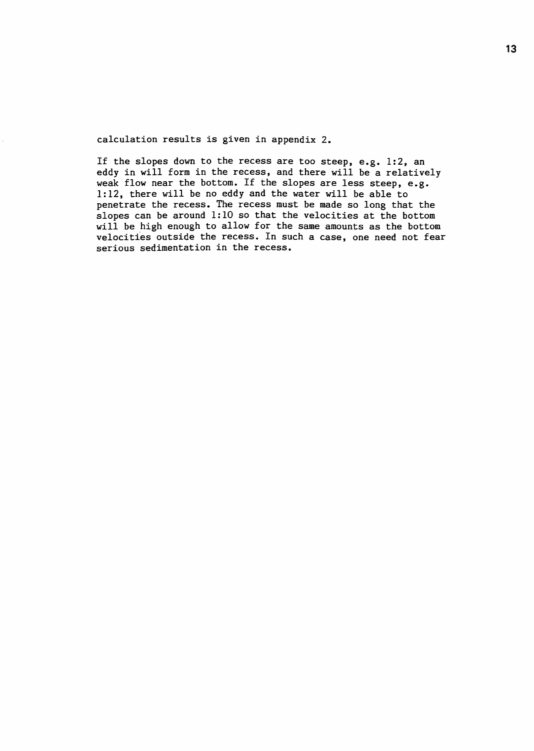calculation results is given in appendix 2.

If the slopes down to the recess are too steep, e.g. 1:2, an eddy in will form in the recess, and there will be a relatively weak flow near the bottom. If the slopes are less steep, e.g. 1:12, there will be no eddy and the water will be able to penetrate the recess. The recess must be made so long that the slopes can be around 1:10 so that the velocities at the bottom will be high enough to allow for the same amounts as the bottom velocities outside the recess. In such a case, one need not fear serious sedimentation in the recess.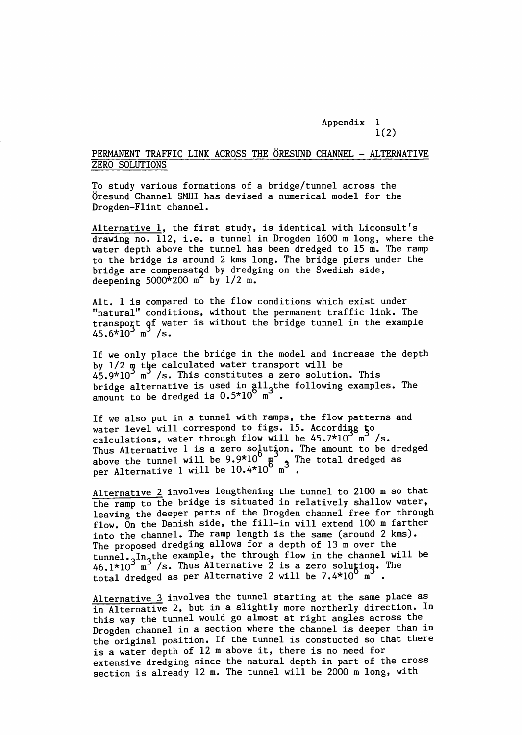Appendix 1

1(2)

PERMANENT TRAFFIC LINK ACROSS THE ÖRESUND CHANNEL - ALTERNATIVE ZERO SOLUTIONS

To study various formations of a bridge/tunnel across the Öresund Channel SMHI has devised a numerical model for the Drogden-Flint channel.

Alternative 1, the first study, is identical with Liconsult's drawing no. 112, i.e. a tunnel in Drogden 1600 m long, where the water depth above the tunnel has been dredged to 15 m. The ramp to the bridge is around 2 kms long. The bridge piers under the bridge are compensated by dredging on the Swedish side, deepening $5000*200\ m^2$ by 1/2 m.

Alt. 1 is compared to the flow conditions which exist under "natural" conditions, without the permanent traffic link. The transport of water is without the bridge tunnel in the example $45.6*10^3\ m^3/s$.

If we only place the bridge in the model and increase the depth by 1/2 m the calculated water transport will be $45.9*10^3\ m^3/s$. This constitutes a zero solution. This bridge alternative is used in all the following examples. The amount to be dredged is $0.5*10^6\ m^3$.

If we also put in a tunnel with ramps, the flow patterns and water level will correspond to figs. 15. According to calculations, water through flow will be $45.7*10^3\ m^3/s$. Thus Alternative 1 is a zero solution. The amount to be dredged above the tunnel will be $9.9*10^6\ m^3$. The total dredged as per Alternative 1 will be $10.4*10^6\ m^3$.

Alternative 2 involves lengthening the tunnel to 2100 m so that the ramp to the bridge is situated in relatively shallow water, leaving the deeper parts of the Drogden channel free for through flow. On the Danish side, the fill-in will extend 100 m farther into the channel. The ramp length is the same (around 2 kms). The proposed dredging allows for a depth of 13 m over the tunnel. In the example, the through flow in the channel will be $46.1*10^3\ m^3/s$. Thus Alternative 2 is a zero solution. The total dredged as per Alternative 2 will be $7.4*10^6\ m^3$.

Alternative 3 involves the tunnel starting at the same place as in Alternative 2, but in a slightly more northerly direction. In this way the tunnel would go almost at right angles across the Drogden channel in a section where the channel is deeper than in the original position. If the tunnel is constucted so that there is a water depth of 12 m above it, there is no need for extensive dredging since the natural depth in part of the cross section is already 12 m. The tunnel will be 2000 m long, with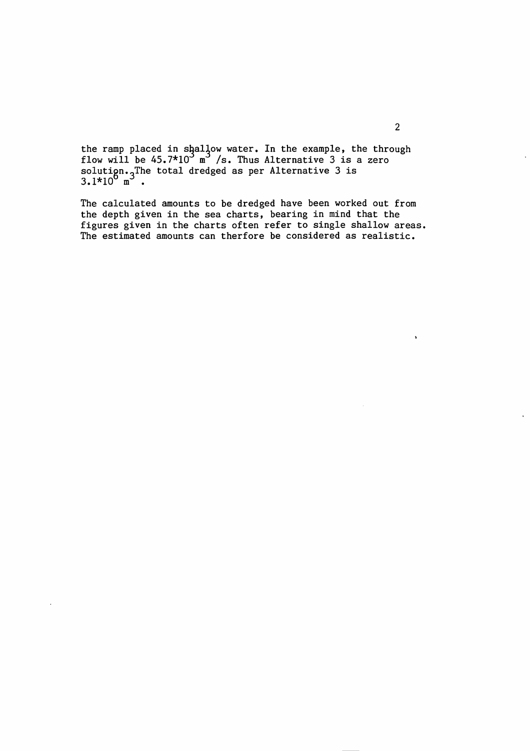the ramp placed in shallow water. In the example, the through flow will be $45.7*10^3$ $m^3$ /s. Thus Alternative 3 is a zero solution. The total dredged as per Alternative 3 is $3.1*10^6$ $m^3$ .

The calculated amounts to be dredged have been worked out from the depth given in the sea charts, bearing in mind that the figures given in the charts often refer to single shallow areas. The estimated amounts can therfore be considered as realistic.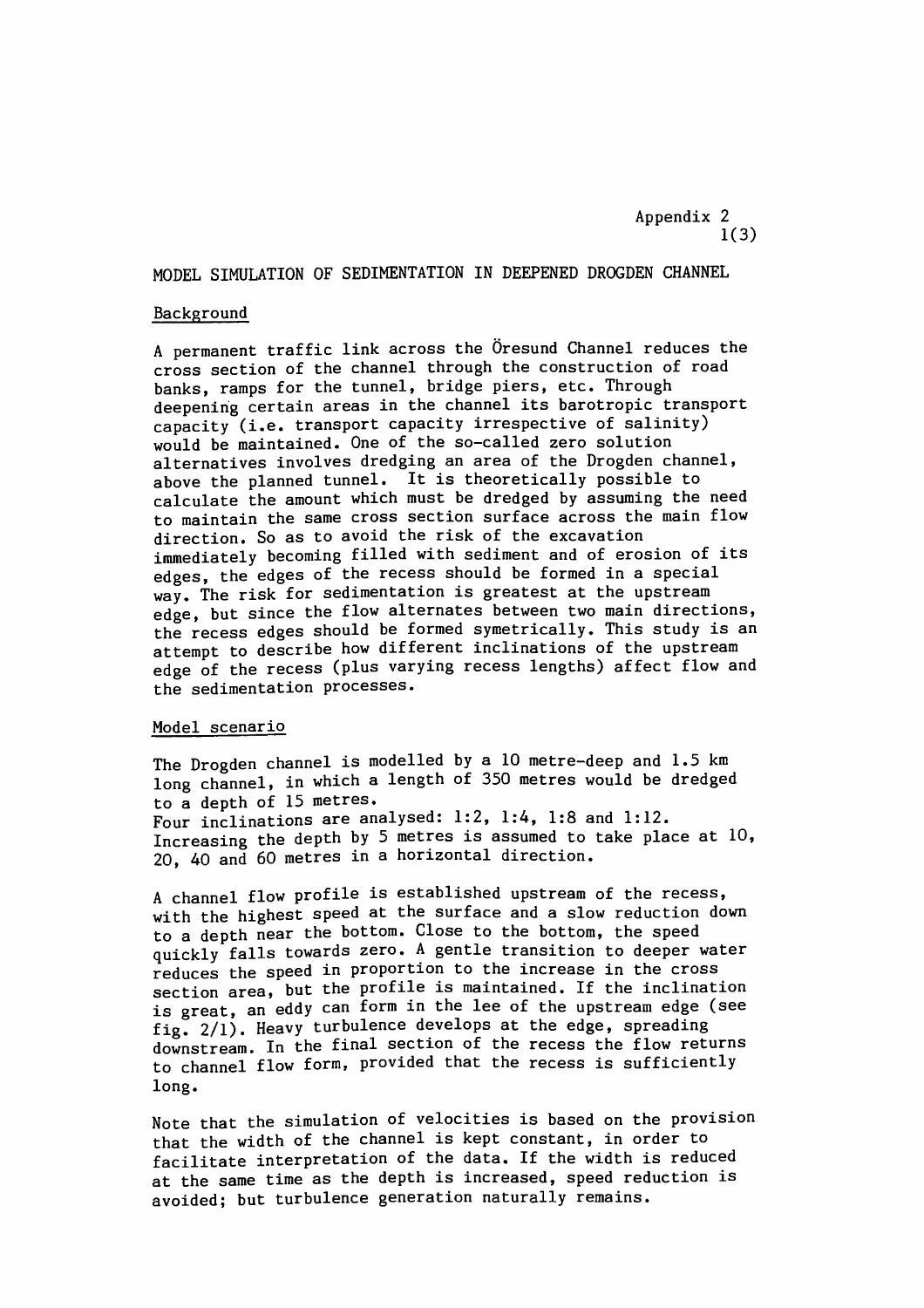Appendix 2

MODEL SIMULATION OF SEDIMENTATION IN DEEPENED DROGDEN CHANNEL

Background

A permanent traffic link across the Öresund Channel reduces the cross section of the channel through the construction of road banks, ramps for the tunnel, bridge piers, etc. Through deepening certain areas in the channel its barotropic transport capacity (i.e. transport capacity irrespective of salinity) would be maintained. One of the so-called zero solution alternatives involves dredging an area of the Drogden channel, above the planned tunnel. It is theoretically possible to calculate the amount which must be dredged by assuming the need to maintain the same cross section surface across the main flow direction. So as to avoid the risk of the excavation immediately becoming filled with sediment and of erosion of its edges, the edges of the recess should be formed in a special way. The risk for sedimentation is greatest at the upstream edge, but since the flow alternates between two main directions, the recess edges should be formed symetrically. This study is an attempt to describe how different inclinations of the upstream edge of the recess (plus varying recess lengths) affect flow and the sedimentation processes.

Model scenario

The Drogden channel is modelled by a 10 metre-deep and 1.5 km long channel, in which a length of 350 metres would be dredged to a depth of 15 metres.
Four inclinations are analysed: 1:2, 1:4, 1:8 and 1:12. Increasing the depth by 5 metres is assumed to take place at 10, 20, 40 and 60 metres in a horizontal direction.

A channel flow profile is established upstream of the recess, with the highest speed at the surface and a slow reduction down to a depth near the bottom. Close to the bottom, the speed quickly falls towards zero. A gentle transition to deeper water reduces the speed in proportion to the increase in the cross section area, but the profile is maintained. If the inclination is great, an eddy can form in the lee of the upstream edge (see fig. 2/1). Heavy turbulence develops at the edge, spreading downstream. In the final section of the recess the flow returns to channel flow form, provided that the recess is sufficiently long.

Note that the simulation of velocities is based on the provision that the width of the channel is kept constant, in order to facilitate interpretation of the data. If the width is reduced at the same time as the depth is increased, speed reduction is avoided; but turbulence generation naturally remains.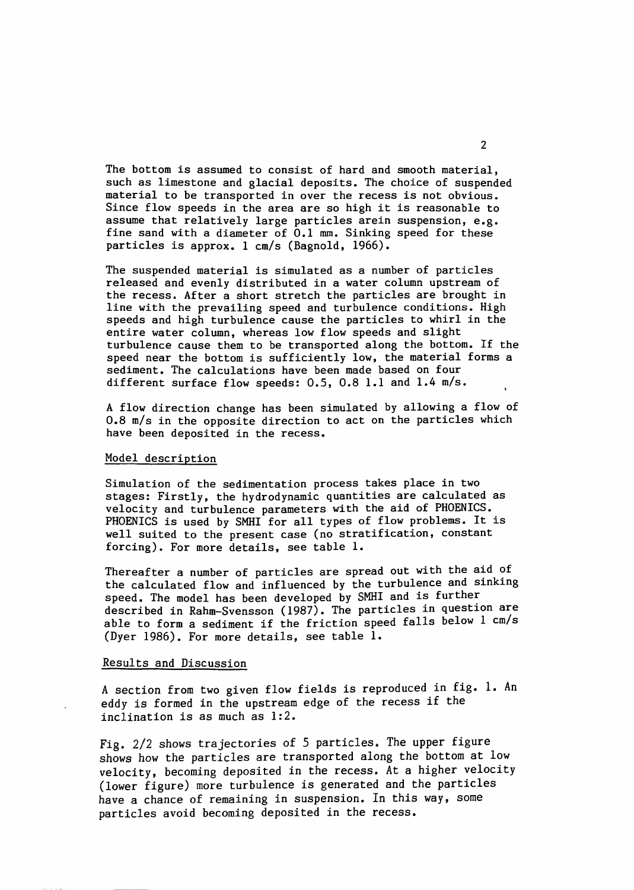The bottom is assumed to consist of hard and smooth material, such as limestone and glacial deposits. The choice of suspended material to be transported in over the recess is not obvious. Since flow speeds in the area are so high it is reasonable to assume that relatively large particles arein suspension, e.g. fine sand with a diameter of 0.1 mm. Sinking speed for these particles is approx. 1 cm/s (Bagnold, 1966).

The suspended material is simulated as a number of particles released and evenly distributed in a water column upstream of the recess. After a short stretch the particles are brought in line with the prevailing speed and turbulence conditions. High speeds and high turbulence cause the particles to whirl in the entire water column, whereas low flow speeds and slight turbulence cause them to be transported along the bottom. If the speed near the bottom is sufficiently low, the material forms a sediment. The calculations have been made based on four different surface flow speeds: 0.5, 0.8 1.1 and 1.4 m/s.

A flow direction change has been simulated by allowing a flow of 0.8 m/s in the opposite direction to act on the particles which have been deposited in the recess.

## Model description

Simulation of the sedimentation process takes place in two stages: Firstly, the hydrodynamic quantities are calculated as velocity and turbulence parameters with the aid of PHOENICS. PHOENICS is used by SMHI for all types of flow problems. It is well suited to the present case (no stratification, constant forcing). For more details, see table 1.

Thereafter a number of particles are spread out with the aid of the calculated flow and influenced by the turbulence and sinking speed. The model has been developed by SMHI and is further described in Rahm-Svensson (1987). The particles in question are able to form a sediment if the friction speed falls below 1 cm/s (Dyer 1986). For more details, see table 1.

## Results and Discussion

A section from two given flow fields is reproduced in fig. 1. An eddy is formed in the upstream edge of the recess if the inclination is as much as 1:2.

Fig. 2/2 shows trajectories of 5 particles. The upper figure shows how the particles are transported along the bottom at low velocity, becoming deposited in the recess. At a higher velocity (lower figure) more turbulence is generated and the particles have a chance of remaining in suspension. In this way, some particles avoid becoming deposited in the recess.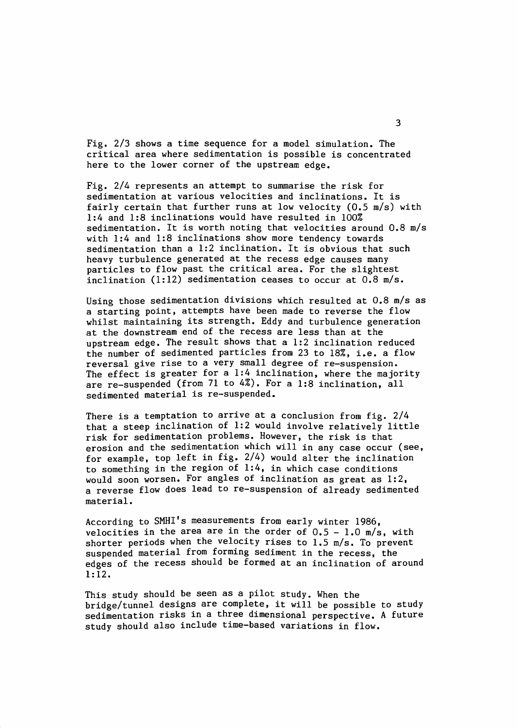Fig. 2/3 shows a time sequence for a model simulation. The critical area where sedimentation is possible is concentrated here to the lower corner of the upstream edge.

Fig. 2/4 represents an attempt to summarise the risk for sedimentation at various velocities and inclinations. It is fairly certain that further runs at low velocity (0.5 m/s) with 1:4 and 1:8 inclinations would have resulted in 100% sedimentation. It is worth noting that velocities around 0.8 m/s with 1:4 and 1:8 inclinations show more tendency towards sedimentation than a 1:2 inclination. It is obvious that such heavy turbulence generated at the recess edge causes many particles to flow past the critical area. For the slightest inclination (1:12) sedimentation ceases to occur at 0.8 m/s.

Using those sedimentation divisions which resulted at 0.8 m/s as a starting point, attempts have been made to reverse the flow whilst maintaining its strength. Eddy and turbulence generation at the downstream end of the recess are less than at the upstream edge. The result shows that a 1:2 inclination reduced the number of sedimented particles from 23 to 18%, i.e. a flow reversal give rise to a very small degree of re-suspension. The effect is greater for a 1:4 inclination, where the majority are re-suspended (from 71 to 4%). For a 1:8 inclination, all sedimented material is re-suspended.

There is a temptation to arrive at a conclusion from fig. 2/4 that a steep inclination of 1:2 would involve relatively little risk for sedimentation problems. However, the risk is that erosion and the sedimentation which will in any case occur (see, for example, top left in fig. 2/4) would alter the inclination to something in the region of 1:4, in which case conditions would soon worsen. For angles of inclination as great as 1:2, a reverse flow does lead to re-suspension of already sedimented material.

According to SMHI's measurements from early winter 1986, velocities in the area are in the order of 0.5 - 1.0 m/s, with shorter periods when the velocity rises to 1.5 m/s. To prevent suspended material from forming sediment in the recess, the edges of the recess should be formed at an inclination of around 1:12.

This study should be seen as a pilot study. When the bridge/tunnel designs are complete, it will be possible to study sedimentation risks in a three dimensional perspective. A future study should also include time-based variations in flow.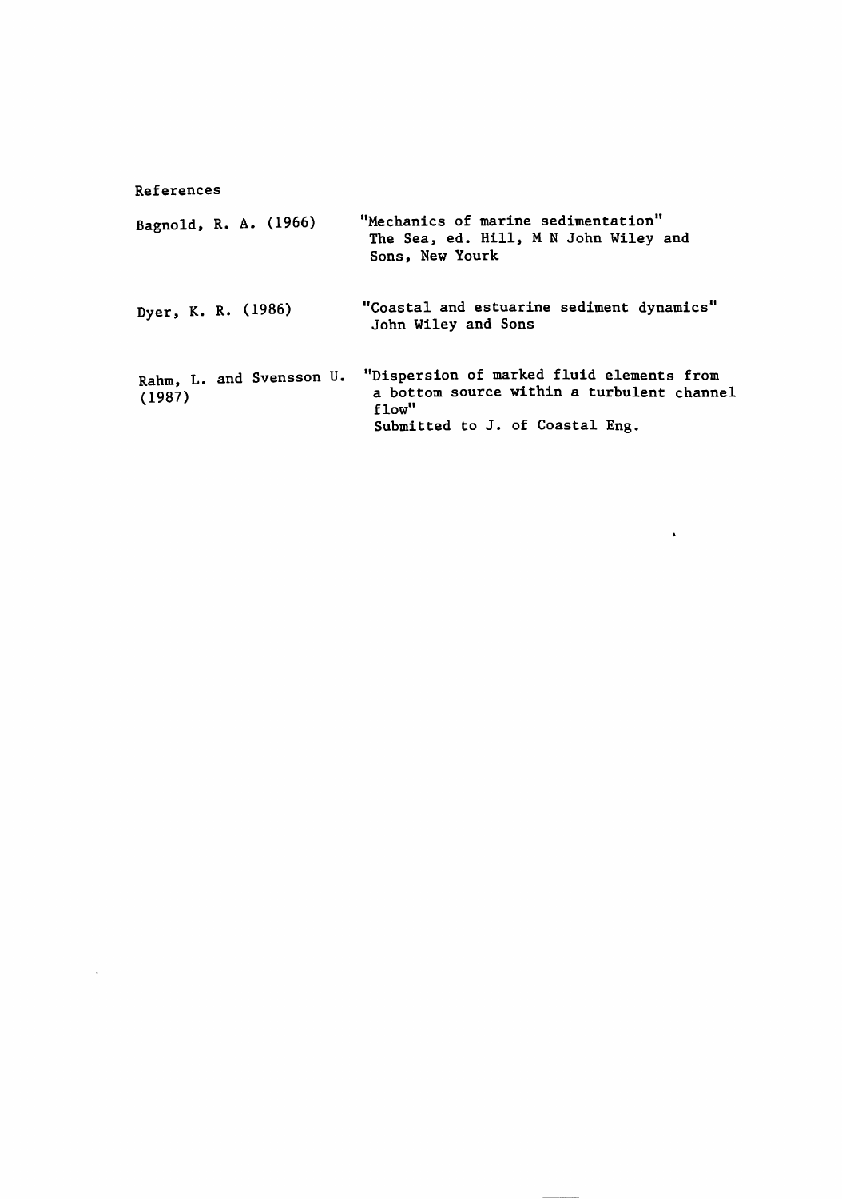References

Bagnold, R. A. (1966) "Mechanics of marine sedimentation" The Sea, ed. Hill, M N John Wiley and Sons, New Yourk

Dyer, K. R. (1986) "Coastal and estuarine sediment dynamics" John Wiley and Sons

Rahm, L. and Svensson U. (1987) "Dispersion of marked fluid elements from a bottom source within a turbulent channel flow" Submitted to J. of Coastal Eng.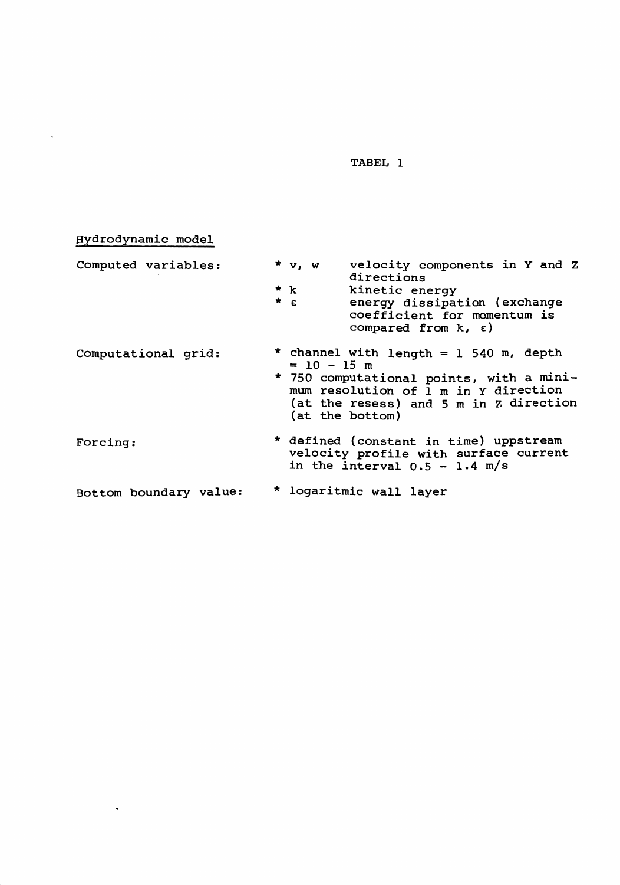TABEL 1

Hydrodynamic model

| | |
|---|---|
| Computed variables: | * v, w velocity components in Y and Z directions<br>* k kinetic energy<br>* ε energy dissipation (exchange coefficient for momentum is compared from k, ε) |
| Computational grid: | * channel with length = 1 540 m, depth = 10 - 15 m<br>* 750 computational points, with a minimum resolution of 1 m in Y direction (at the resess) and 5 m in Z direction (at the bottom) |
| Forcing: | * defined (constant in time) uppstream velocity profile with surface current in the interval 0.5 - 1.4 m/s |
| Bottom boundary value: | * logaritmic wall layer |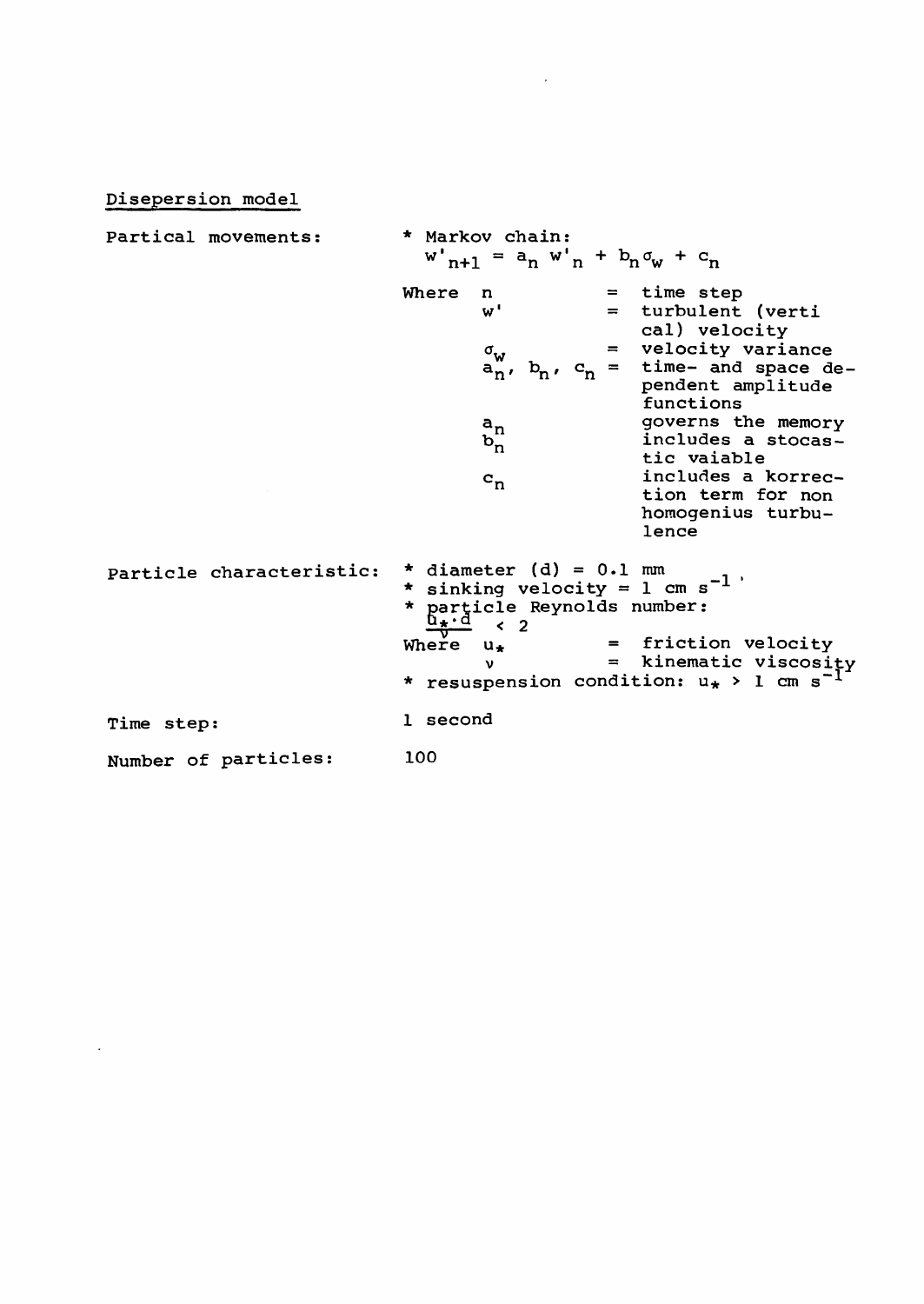## Disepersion model

**Partical movements:**

* Markov chain:

$$w'_{n+1} = a_n w'_n + b_n \sigma_w + c_n$$

| Where | | |
|---|---|---|
| $n$ | = | time step |
| $w'$ | = | turbulent (vertical) velocity |
| $\sigma_w$ | = | velocity variance |
| $a_n$, $b_n$, $c_n$ | = | time- and space dependent amplitude functions |
| $a_n$ | | governs the memory |
| $b_n$ | | includes a stocastic vaiable |
| $c_n$ | | includes a korrection term for non homogenius turbulence |

**Particle characteristic:**

* diameter (d) = 0.1 mm
* sinking velocity = 1 cm $s^{-1}$,
* particle Reynolds number: $\frac{u_* \cdot d}{\nu} < 2$

| Where | | |
|---|---|---|
| $u_*$ | = | friction velocity |
| $\nu$ | = | kinematic viscosity |

* resuspension condition: $u_* > 1$ cm $s^{-1}$

**Time step:** 1 second

**Number of particles:** 100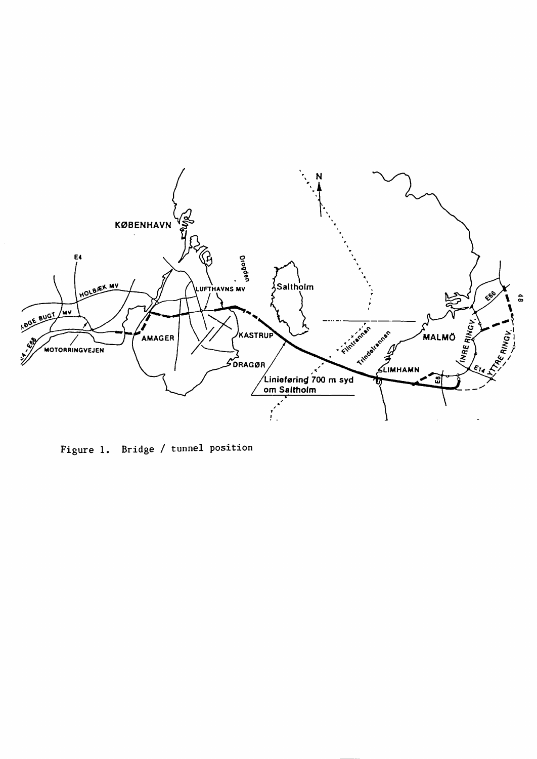Figure 1. Bridge / tunnel position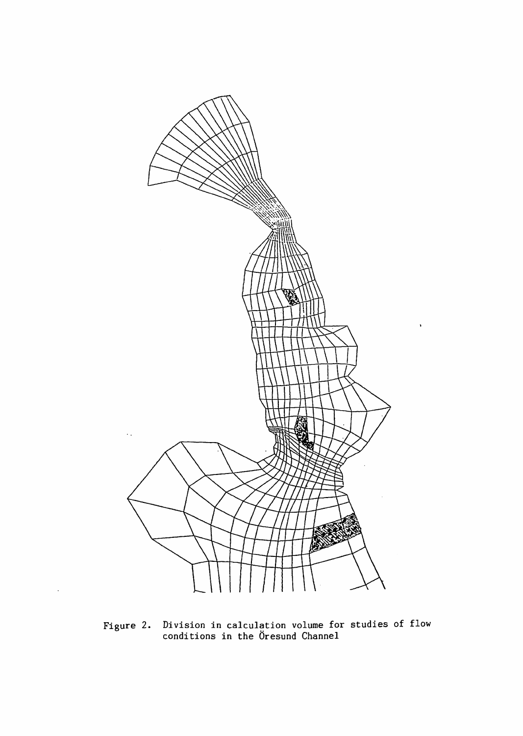Figure 2. Division in calculation volume for studies of flow conditions in the Öresund Channel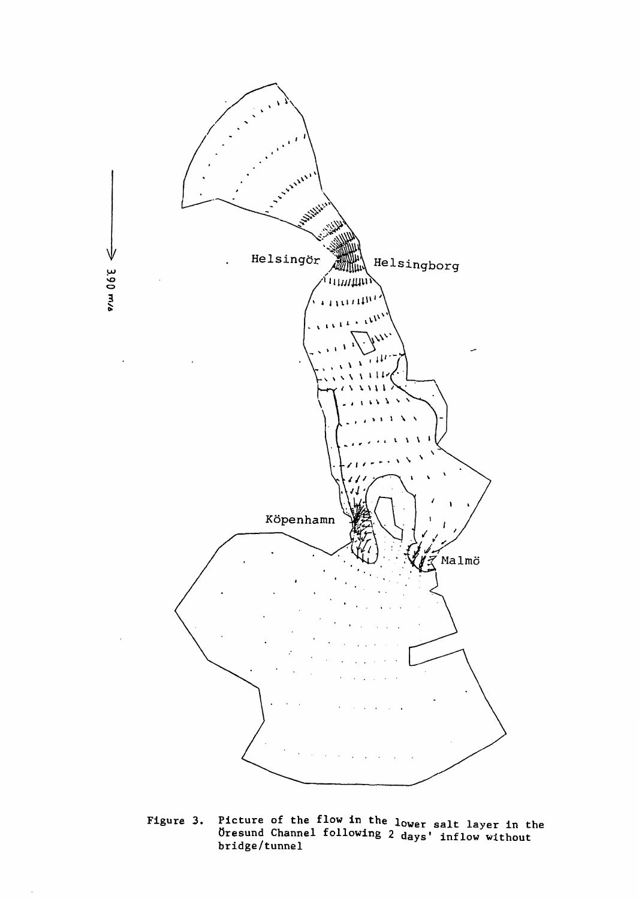Figure 3. Picture of the flow in the lower salt layer in the Öresund Channel following 2 days' inflow without bridge/tunnel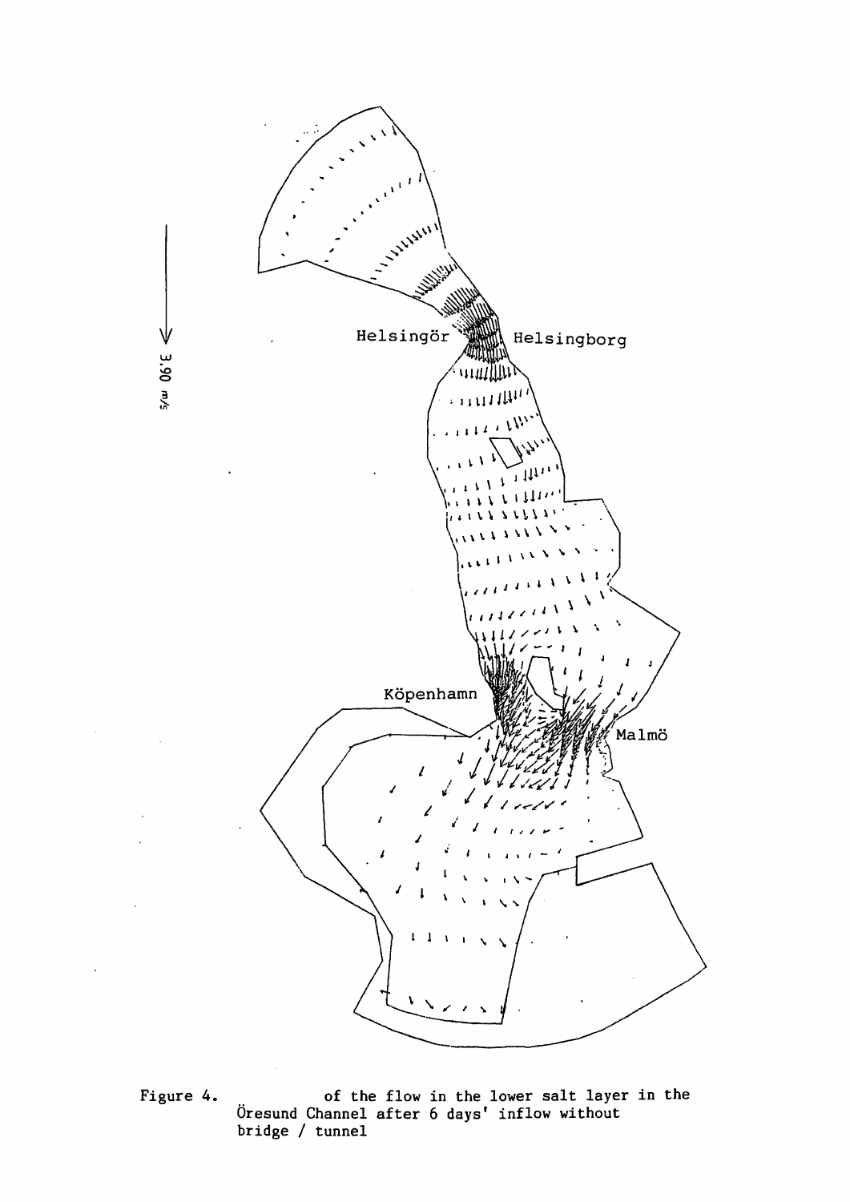Helsingör

Helsingborg

3.90 m/s

Köpenhamn

Malmö

Figure 4. of the flow in the lower salt layer in the Öresund Channel after 6 days' inflow without bridge / tunnel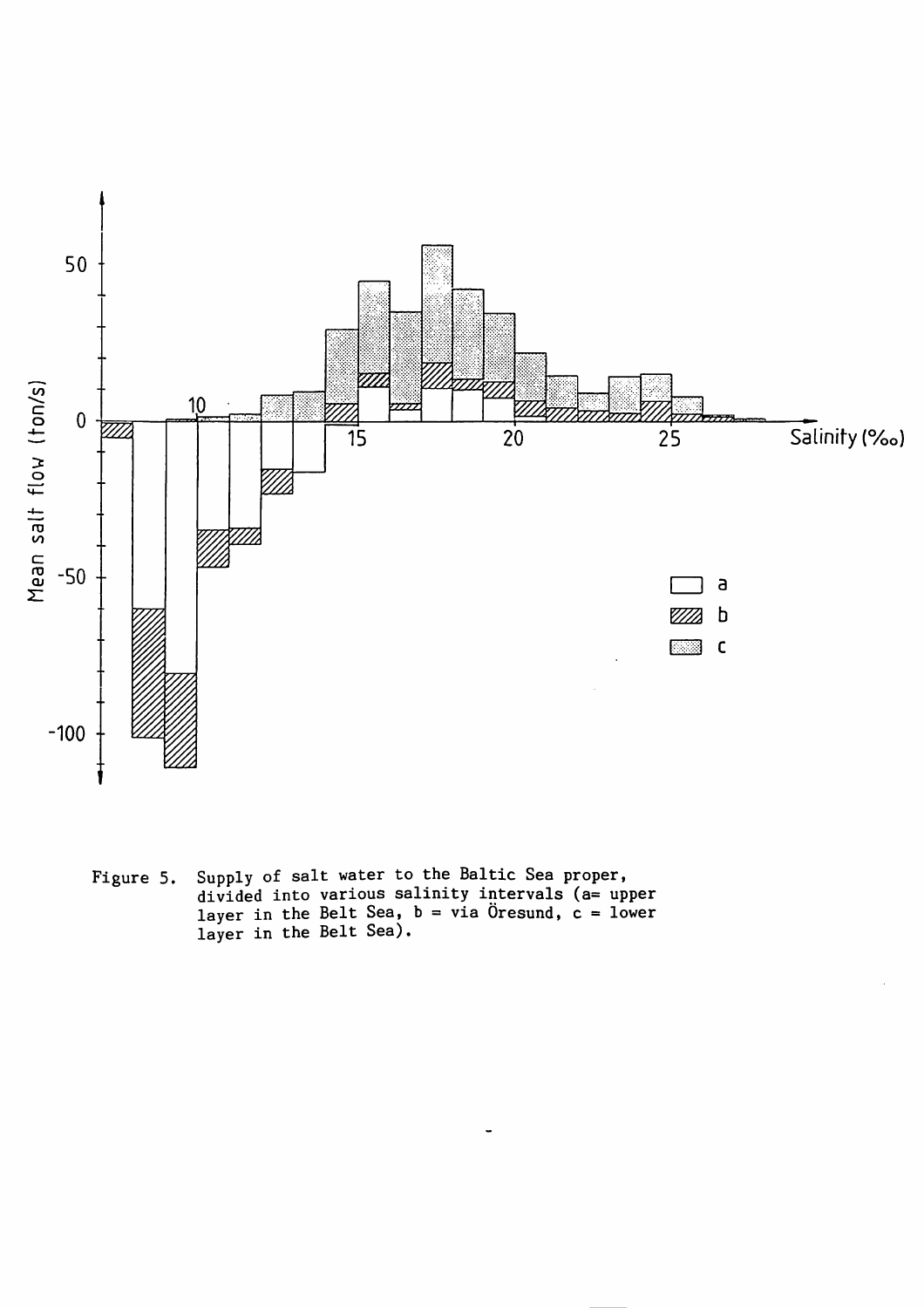Figure 5. Supply of salt water to the Baltic Sea proper, divided into various salinity intervals (a= upper layer in the Belt Sea, b = via Öresund, c = lower layer in the Belt Sea).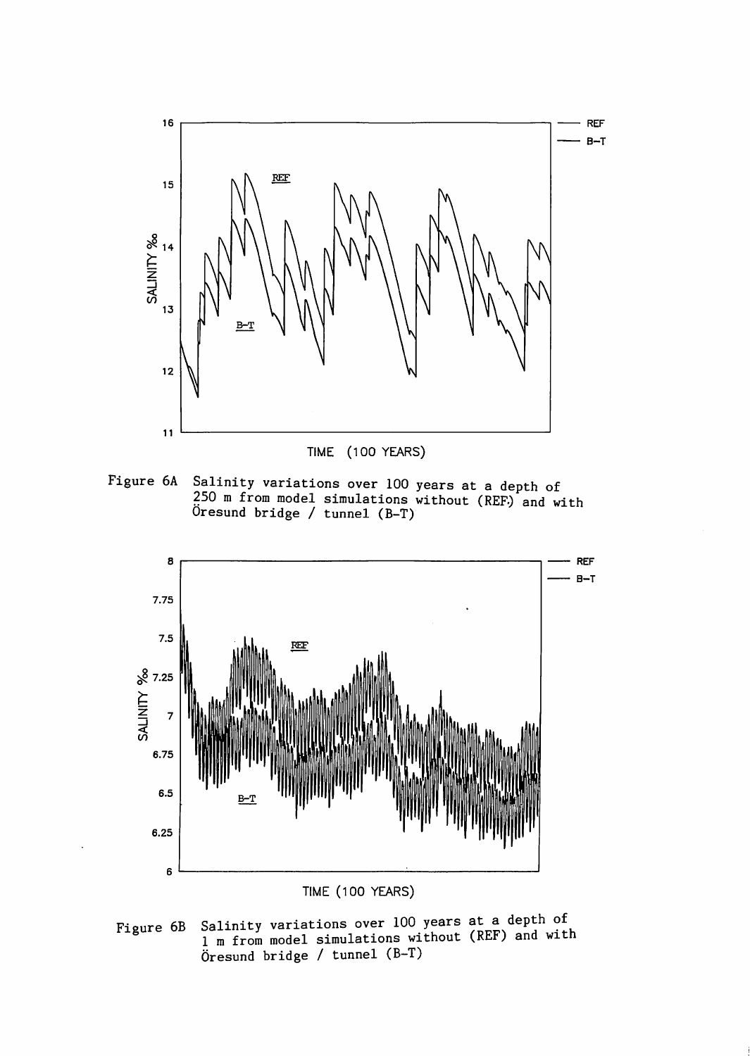Figure 6A Salinity variations over 100 years at a depth of 250 m from model simulations without (REF) and with Öresund bridge / tunnel (B-T)

Figure 6B Salinity variations over 100 years at a depth of 1 m from model simulations without (REF) and with Öresund bridge / tunnel (B-T)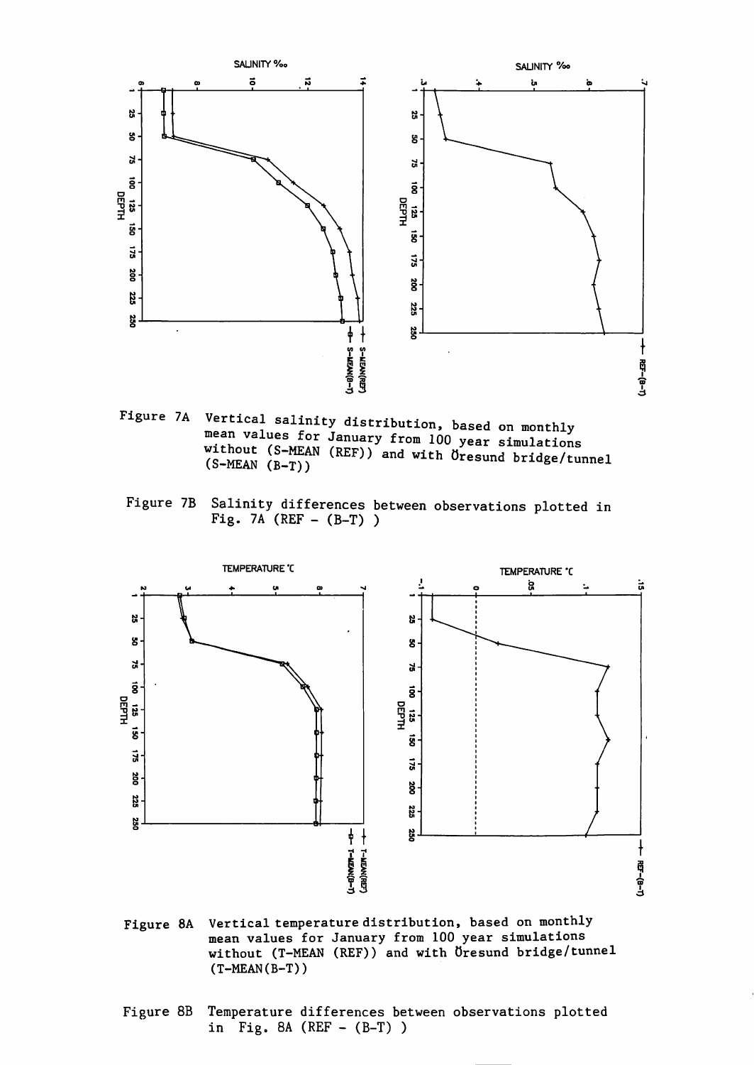Figure 7A Vertical salinity distribution, based on monthly mean values for January from 100 year simulations without (S-MEAN (REF)) and with Öresund bridge/tunnel (S-MEAN (B-T))

Figure 7B Salinity differences between observations plotted in Fig. 7A (REF - (B-T) )

Figure 8A Vertical temperature distribution, based on monthly mean values for January from 100 year simulations without (T-MEAN (REF)) and with Öresund bridge/tunnel (T-MEAN(B-T))

Figure 8B Temperature differences between observations plotted in Fig. 8A (REF - (B-T) )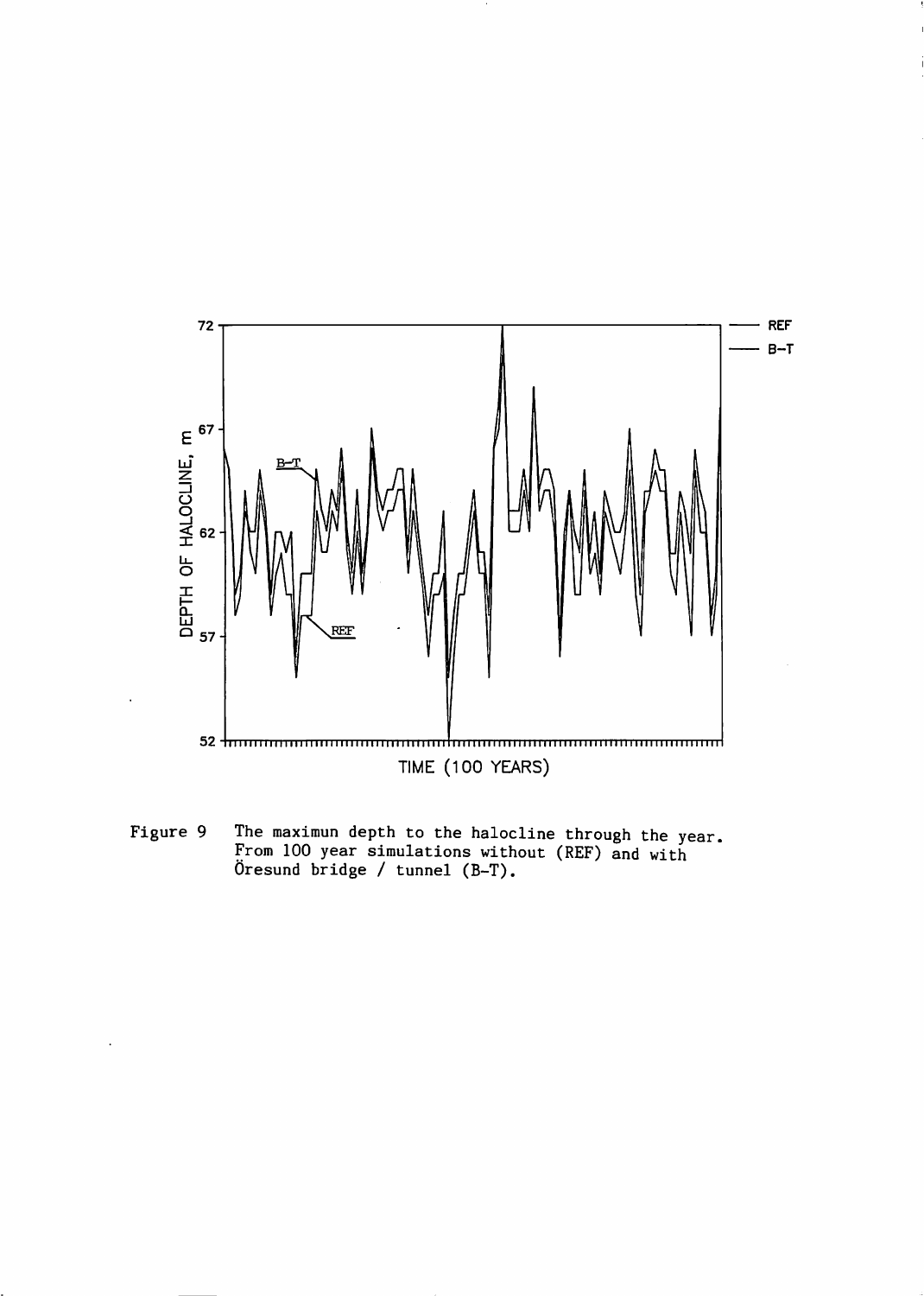Figure 9 The maximun depth to the halocline through the year. From 100 year simulations without (REF) and with Öresund bridge / tunnel (B-T).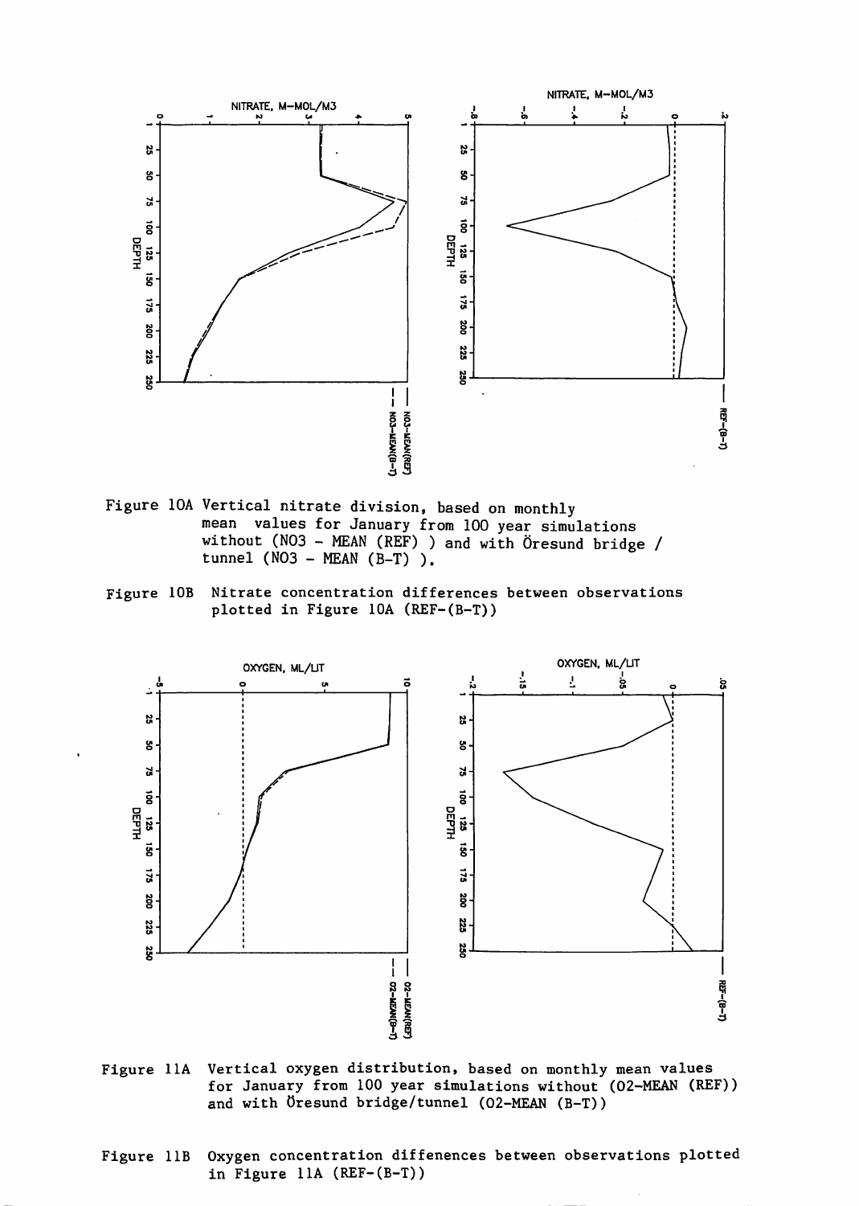Figure 10A Vertical nitrate division, based on monthly mean values for January from 100 year simulations without (NO3 - MEAN (REF) ) and with Öresund bridge / tunnel (NO3 - MEAN (B-T) ).

Figure 10B Nitrate concentration differences between observations plotted in Figure 10A (REF-(B-T))

Figure 11A Vertical oxygen distribution, based on monthly mean values for January from 100 year simulations without (O2-MEAN (REF)) and with Öresund bridge/tunnel (O2-MEAN (B-T))

Figure 11B Oxygen concentration diffenences between observations plotted in Figure 11A (REF-(B-T))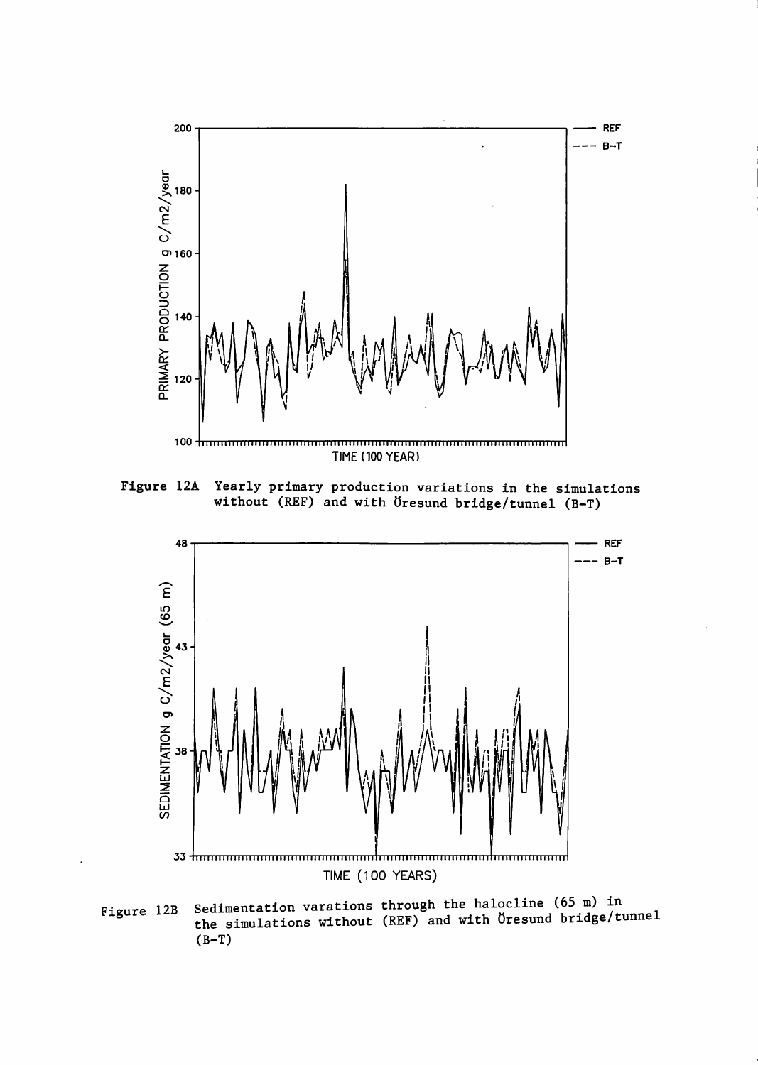Figure 12A Yearly primary production variations in the simulations without (REF) and with Öresund bridge/tunnel (B-T)

Figure 12B Sedimentation varations through the halocline (65 m) in the simulations without (REF) and with Öresund bridge/tunnel (B-T)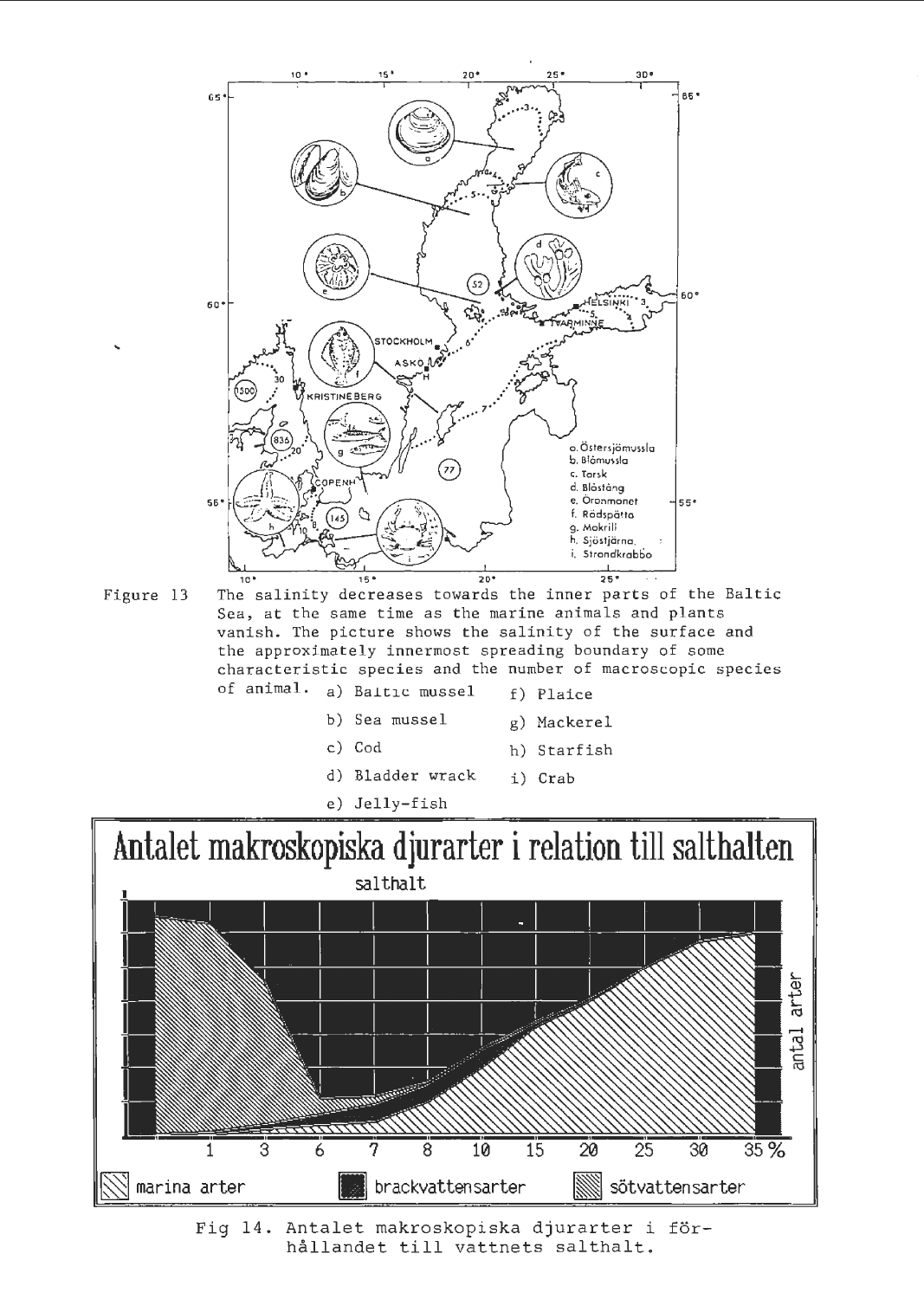Figure 13 The salinity decreases towards the inner parts of the Baltic Sea, at the same time as the marine animals and plants vanish. The picture shows the salinity of the surface and the approximately innermost spreading boundary of some characteristic species and the number of macroscopic species of animal.

a) Baltic mussel
b) Sea mussel
c) Cod
d) Bladder wrack
e) Jelly-fish
f) Plaice
g) Mackerel
h) Starfish
i) Crab

Fig 14. Antalet makroskopiska djurarter i förhållandet till vattnets salthalt.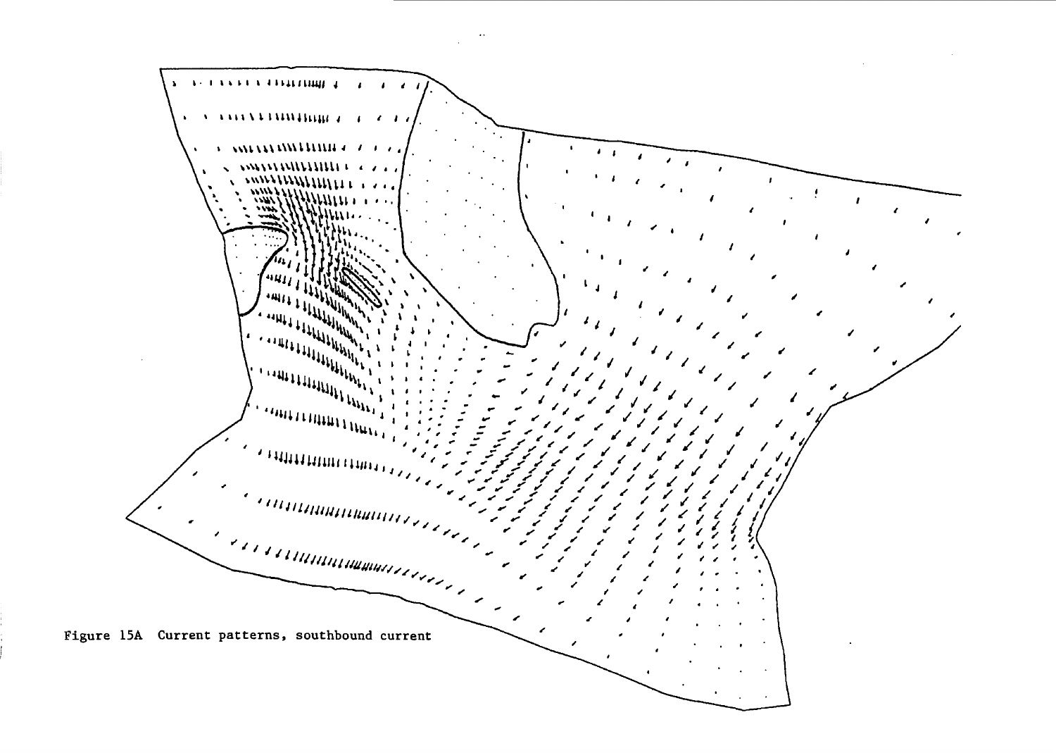Figure 15A Current patterns, southbound current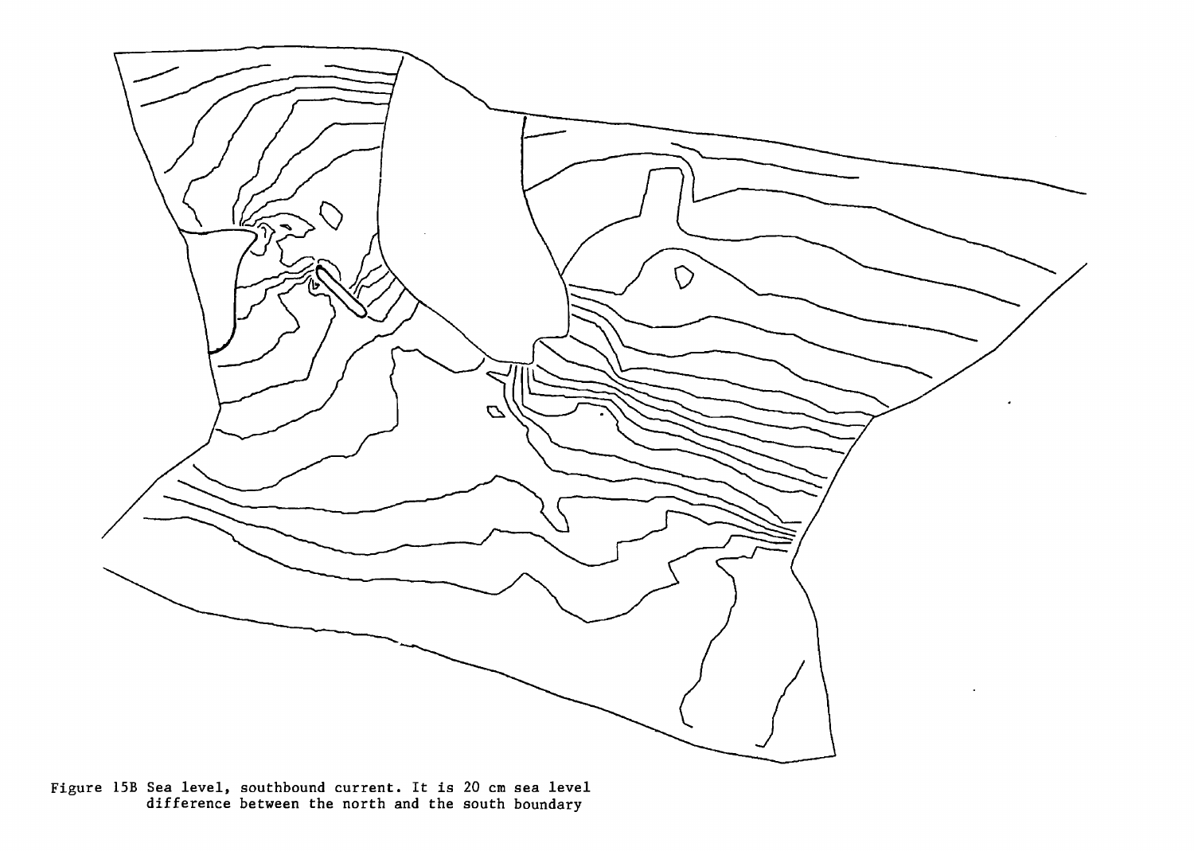Figure 15B Sea level, southbound current. It is 20 cm sea level difference between the north and the south boundary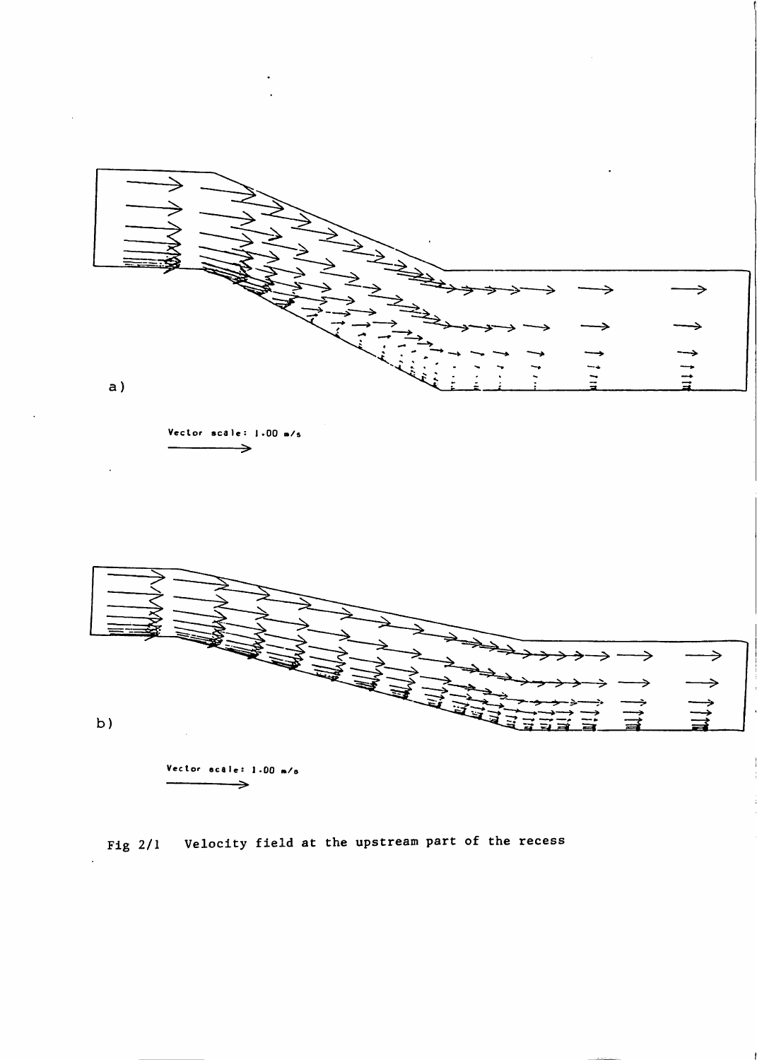a)

Vector scale: 1.00 m/s

b)

Vector scale: 1.00 m/s

Fig 2/1 Velocity field at the upstream part of the recess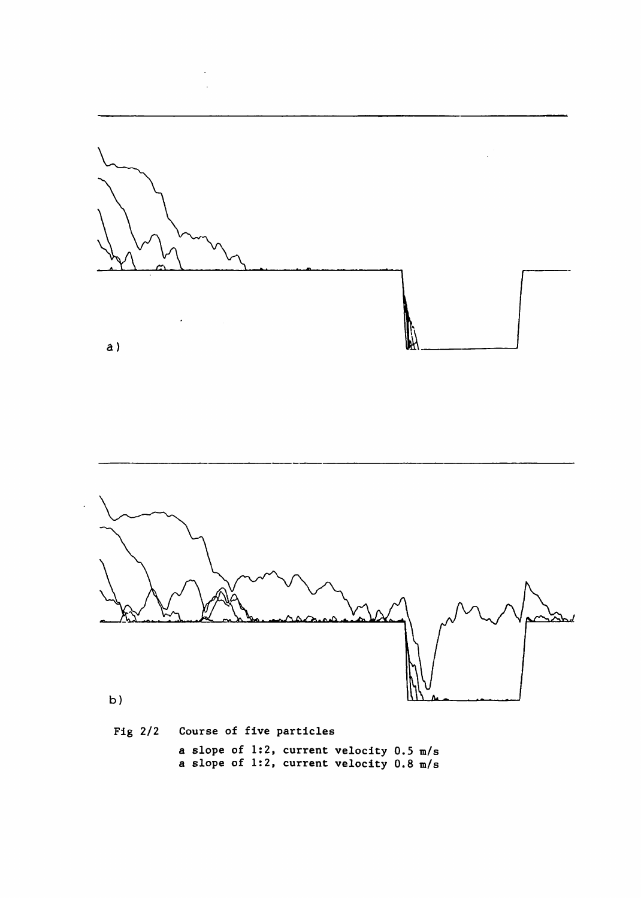a)

b)

Fig 2/2 Course of five particles

a slope of 1:2, current velocity 0.5 m/s
a slope of 1:2, current velocity 0.8 m/s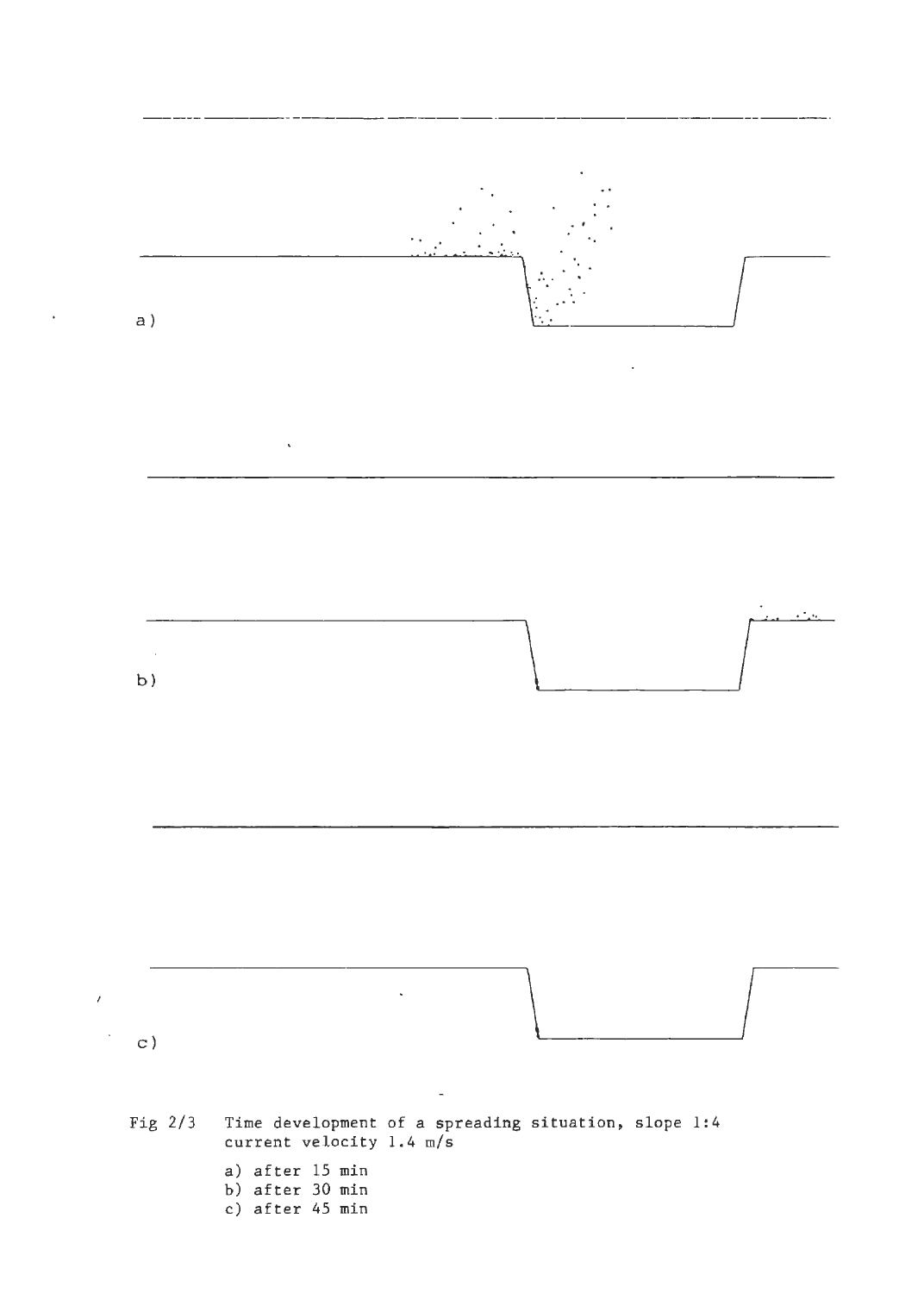a)

b)

c)

Fig 2/3 Time development of a spreading situation, slope 1:4 current velocity 1.4 m/s

a) after 15 min
b) after 30 min
c) after 45 min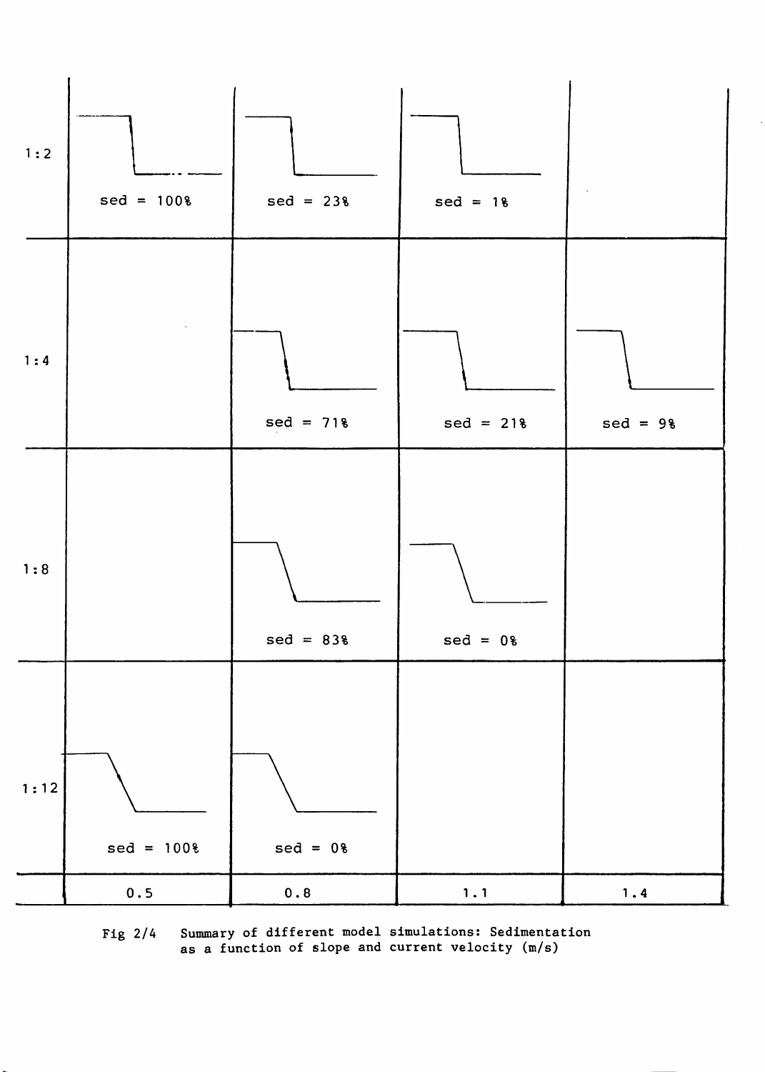| Slope | 0.5 | 0.8 | 1.1 | 1.4 |
|---|---|---|---|---|
| 1:2 | sed = 100% | sed = 23% | sed = 1% | |
| 1:4 | | sed = 71% | sed = 21% | sed = 9% |
| 1:8 | | sed = 83% | sed = 0% | |
| 1:12 | sed = 100% | sed = 0% | | |

Fig 2/4 Summary of different model simulations: Sedimentation as a function of slope and current velocity (m/s)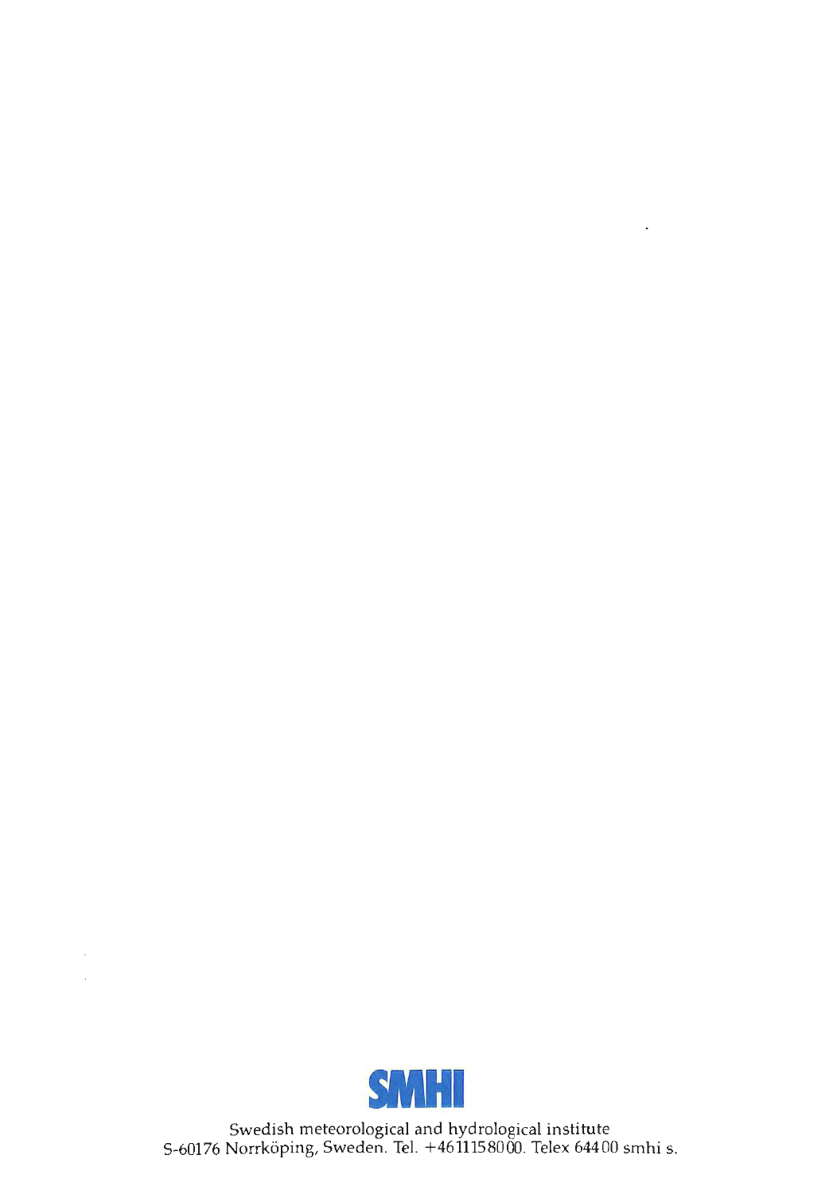SMHI

Swedish meteorological and hydrological institute
S-60176 Norrköping, Sweden. Tel. +46 11 15 80 00. Telex 644 00 smhi s.